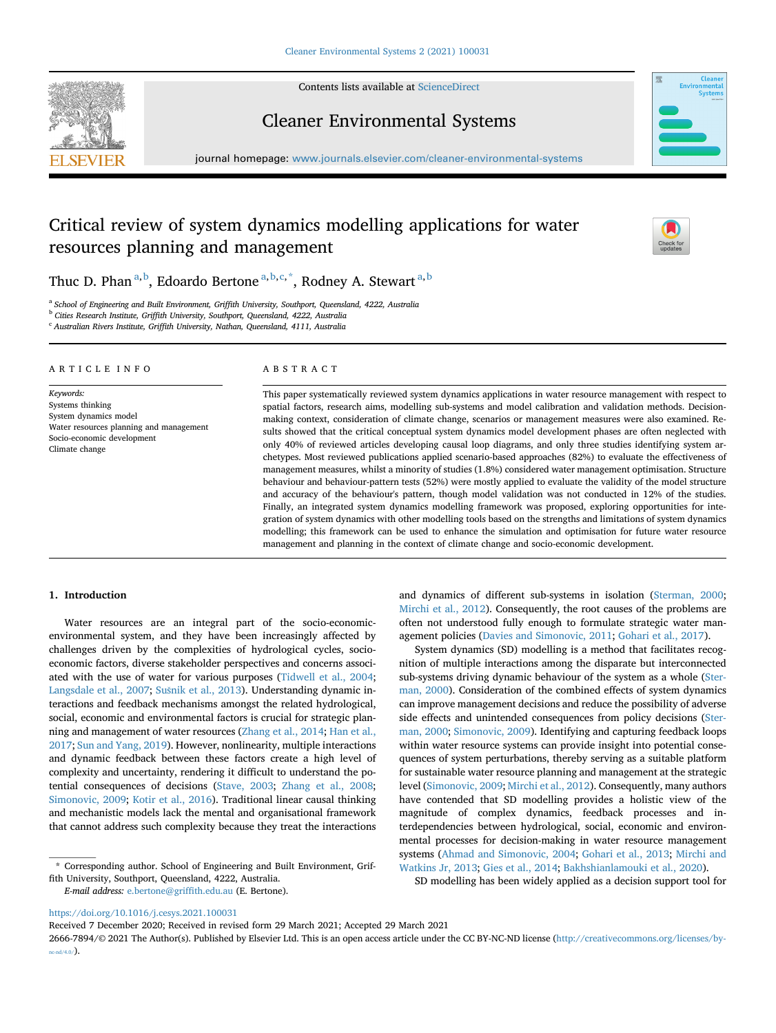# Critical review of system dynamics modelling applications for water resources planning and management

Thuc D. Phan [a,b], Edoardo Bertone [a,b,c,*], Rodney A. Stewart [a,b]

[a] School of Engineering and Built Environment, Griffith University, Southport, Queensland, 4222, Australia
[b] Cities Research Institute, Griffith University, Southport, Queensland, 4222, Australia
[c] Australian Rivers Institute, Griffith University, Nathan, Queensland, 4111, Australia

## ARTICLE INFO

*Keywords:*
Systems thinking
System dynamics model
Water resources planning and management
Socio-economic development
Climate change

## ABSTRACT

This paper systematically reviewed system dynamics applications in water resource management with respect to spatial factors, research aims, modelling sub-systems and model calibration and validation methods. Decision-making context, consideration of climate change, scenarios or management measures were also examined. Results showed that the critical conceptual system dynamics model development phases are often neglected with only 40% of reviewed articles developing causal loop diagrams, and only three studies identifying system archetypes. Most reviewed publications applied scenario-based approaches (82%) to evaluate the effectiveness of management measures, whilst a minority of studies (1.8%) considered water management optimisation. Structure behaviour and behaviour-pattern tests (52%) were mostly applied to evaluate the validity of the model structure and accuracy of the behaviour's pattern, though model validation was not conducted in 12% of the studies. Finally, an integrated system dynamics modelling framework was proposed, exploring opportunities for integration of system dynamics with other modelling tools based on the strengths and limitations of system dynamics modelling; this framework can be used to enhance the simulation and optimisation for future water resource management and planning in the context of climate change and socio-economic development.

## 1. Introduction

Water resources are an integral part of the socio-economic-environmental system, and they have been increasingly affected by challenges driven by the complexities of hydrological cycles, socio-economic factors, diverse stakeholder perspectives and concerns associated with the use of water for various purposes (Tidwell et al., 2004; Langsdale et al., 2007; Sušnik et al., 2013). Understanding dynamic interactions and feedback mechanisms amongst the related hydrological, social, economic and environmental factors is crucial for strategic planning and management of water resources (Zhang et al., 2014; Han et al., 2017; Sun and Yang, 2019). However, nonlinearity, multiple interactions and dynamic feedback between these factors create a high level of complexity and uncertainty, rendering it difficult to understand the potential consequences of decisions (Stave, 2003; Zhang et al., 2008; Simonovic, 2009; Kotir et al., 2016). Traditional linear causal thinking and mechanistic models lack the mental and organisational framework that cannot address such complexity because they treat the interactions and dynamics of different sub-systems in isolation (Sterman, 2000; Mirchi et al., 2012). Consequently, the root causes of the problems are often not understood fully enough to formulate strategic water management policies (Davies and Simonovic, 2011; Gohari et al., 2017).

System dynamics (SD) modelling is a method that facilitates recognition of multiple interactions among the disparate but interconnected sub-systems driving dynamic behaviour of the system as a whole (Sterman, 2000). Consideration of the combined effects of system dynamics can improve management decisions and reduce the possibility of adverse side effects and unintended consequences from policy decisions (Sterman, 2000; Simonovic, 2009). Identifying and capturing feedback loops within water resource systems can provide insight into potential consequences of system perturbations, thereby serving as a suitable platform for sustainable water resource planning and management at the strategic level (Simonovic, 2009; Mirchi et al., 2012). Consequently, many authors have contended that SD modelling provides a holistic view of the magnitude of complex dynamics, feedback processes and interdependencies between hydrological, social, economic and environmental processes for decision-making in water resource management systems (Ahmad and Simonovic, 2004; Gohari et al., 2013; Mirchi and Watkins Jr, 2013; Gies et al., 2014; Bakhshianlamouki et al., 2020).

SD modelling has been widely applied as a decision support tool for

\* Corresponding author. School of Engineering and Built Environment, Griffith University, Southport, Queensland, 4222, Australia.
*E-mail address:* e.bertone@griffith.edu.au (E. Bertone).

https://doi.org/10.1016/j.cesys.2021.100031
Received 7 December 2020; Received in revised form 29 March 2021; Accepted 29 March 2021
2666-7894/© 2021 The Author(s). Published by Elsevier Ltd. This is an open access article under the CC BY-NC-ND license (http://creativecommons.org/licenses/by-nc-nd/4.0/).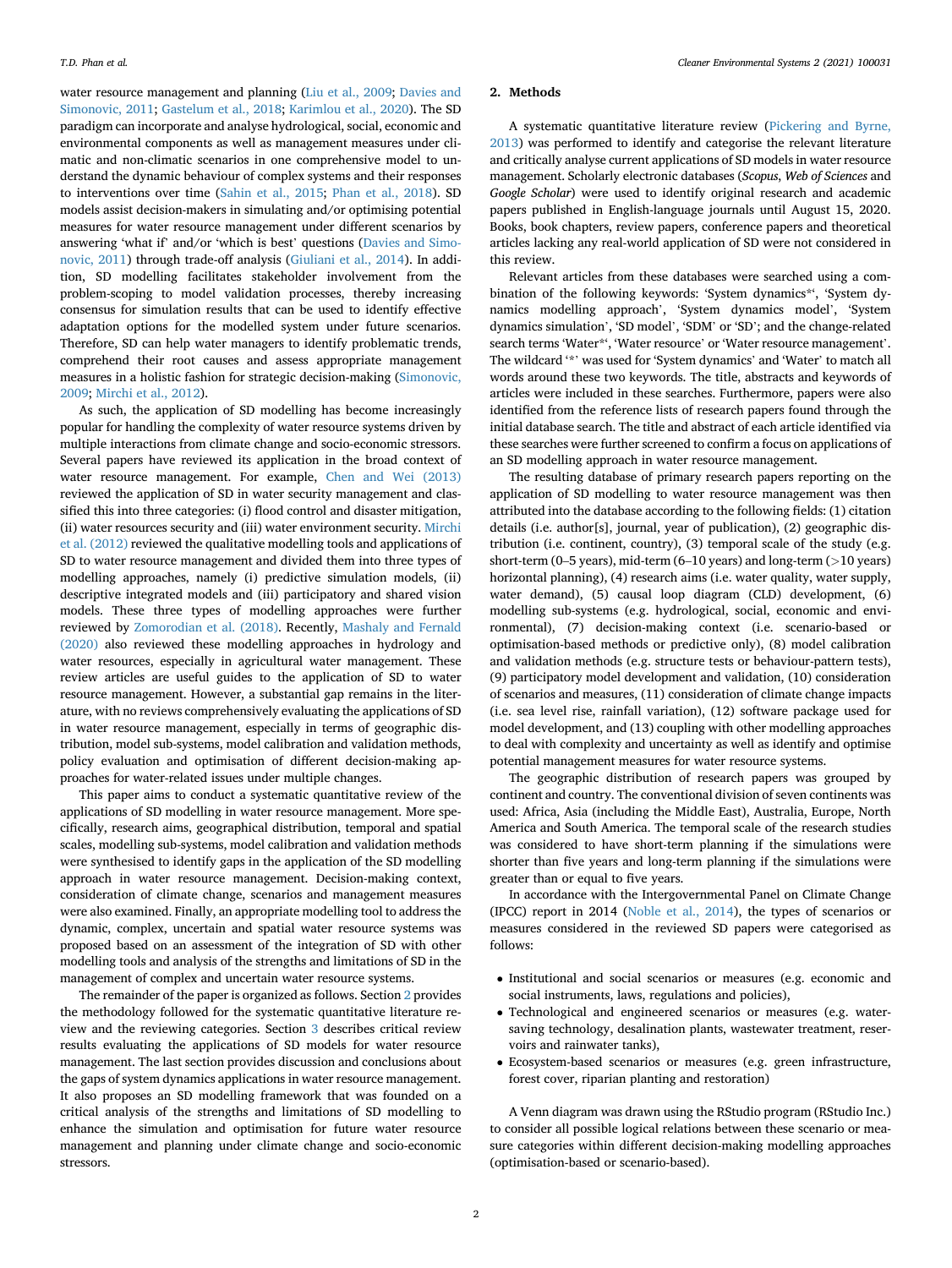water resource management and planning (Liu et al., 2009; Davies and Simonovic, 2011; Gastelum et al., 2018; Karimlou et al., 2020). The SD paradigm can incorporate and analyse hydrological, social, economic and environmental components as well as management measures under climatic and non-climatic scenarios in one comprehensive model to understand the dynamic behaviour of complex systems and their responses to interventions over time (Sahin et al., 2015; Phan et al., 2018). SD models assist decision-makers in simulating and/or optimising potential measures for water resource management under different scenarios by answering 'what if' and/or 'which is best' questions (Davies and Simonovic, 2011) through trade-off analysis (Giuliani et al., 2014). In addition, SD modelling facilitates stakeholder involvement from the problem-scoping to model validation processes, thereby increasing consensus for simulation results that can be used to identify effective adaptation options for the modelled system under future scenarios. Therefore, SD can help water managers to identify problematic trends, comprehend their root causes and assess appropriate management measures in a holistic fashion for strategic decision-making (Simonovic, 2009; Mirchi et al., 2012).

As such, the application of SD modelling has become increasingly popular for handling the complexity of water resource systems driven by multiple interactions from climate change and socio-economic stressors. Several papers have reviewed its application in the broad context of water resource management. For example, Chen and Wei (2013) reviewed the application of SD in water security management and classified this into three categories: (i) flood control and disaster mitigation, (ii) water resources security and (iii) water environment security. Mirchi et al. (2012) reviewed the qualitative modelling tools and applications of SD to water resource management and divided them into three types of modelling approaches, namely (i) predictive simulation models, (ii) descriptive integrated models and (iii) participatory and shared vision models. These three types of modelling approaches were further reviewed by Zomorodian et al. (2018). Recently, Mashaly and Fernald (2020) also reviewed these modelling approaches in hydrology and water resources, especially in agricultural water management. These review articles are useful guides to the application of SD to water resource management. However, a substantial gap remains in the literature, with no reviews comprehensively evaluating the applications of SD in water resource management, especially in terms of geographic distribution, model sub-systems, model calibration and validation methods, policy evaluation and optimisation of different decision-making approaches for water-related issues under multiple changes.

This paper aims to conduct a systematic quantitative review of the applications of SD modelling in water resource management. More specifically, research aims, geographical distribution, temporal and spatial scales, modelling sub-systems, model calibration and validation methods were synthesised to identify gaps in the application of the SD modelling approach in water resource management. Decision-making context, consideration of climate change, scenarios and management measures were also examined. Finally, an appropriate modelling tool to address the dynamic, complex, uncertain and spatial water resource systems was proposed based on an assessment of the integration of SD with other modelling tools and analysis of the strengths and limitations of SD in the management of complex and uncertain water resource systems.

The remainder of the paper is organized as follows. Section 2 provides the methodology followed for the systematic quantitative literature review and the reviewing categories. Section 3 describes critical review results evaluating the applications of SD models for water resource management. The last section provides discussion and conclusions about the gaps of system dynamics applications in water resource management. It also proposes an SD modelling framework that was founded on a critical analysis of the strengths and limitations of SD modelling to enhance the simulation and optimisation for future water resource management and planning under climate change and socio-economic stressors.

## 2. Methods

A systematic quantitative literature review (Pickering and Byrne, 2013) was performed to identify and categorise the relevant literature and critically analyse current applications of SD models in water resource management. Scholarly electronic databases (*Scopus*, *Web of Sciences* and *Google Scholar*) were used to identify original research and academic papers published in English-language journals until August 15, 2020. Books, book chapters, review papers, conference papers and theoretical articles lacking any real-world application of SD were not considered in this review.

Relevant articles from these databases were searched using a combination of the following keywords: 'System dynamics*', 'System dynamics modelling approach', 'System dynamics model', 'System dynamics simulation', 'SD model', 'SDM' or 'SD'; and the change-related search terms 'Water*', 'Water resource' or 'Water resource management'. The wildcard '*' was used for 'System dynamics' and 'Water' to match all words around these two keywords. The title, abstracts and keywords of articles were included in these searches. Furthermore, papers were also identified from the reference lists of research papers found through the initial database search. The title and abstract of each article identified via these searches were further screened to confirm a focus on applications of an SD modelling approach in water resource management.

The resulting database of primary research papers reporting on the application of SD modelling to water resource management was then attributed into the database according to the following fields: (1) citation details (i.e. author[s], journal, year of publication), (2) geographic distribution (i.e. continent, country), (3) temporal scale of the study (e.g. short-term (0–5 years), mid-term (6–10 years) and long-term (>10 years) horizontal planning), (4) research aims (i.e. water quality, water supply, water demand), (5) causal loop diagram (CLD) development, (6) modelling sub-systems (e.g. hydrological, social, economic and environmental), (7) decision-making context (i.e. scenario-based or optimisation-based methods or predictive only), (8) model calibration and validation methods (e.g. structure tests or behaviour-pattern tests), (9) participatory model development and validation, (10) consideration of scenarios and measures, (11) consideration of climate change impacts (i.e. sea level rise, rainfall variation), (12) software package used for model development, and (13) coupling with other modelling approaches to deal with complexity and uncertainty as well as identify and optimise potential management measures for water resource systems.

The geographic distribution of research papers was grouped by continent and country. The conventional division of seven continents was used: Africa, Asia (including the Middle East), Australia, Europe, North America and South America. The temporal scale of the research studies was considered to have short-term planning if the simulations were shorter than five years and long-term planning if the simulations were greater than or equal to five years.

In accordance with the Intergovernmental Panel on Climate Change (IPCC) report in 2014 (Noble et al., 2014), the types of scenarios or measures considered in the reviewed SD papers were categorised as follows:

- Institutional and social scenarios or measures (e.g. economic and social instruments, laws, regulations and policies),
- Technological and engineered scenarios or measures (e.g. water-saving technology, desalination plants, wastewater treatment, reservoirs and rainwater tanks),
- Ecosystem-based scenarios or measures (e.g. green infrastructure, forest cover, riparian planting and restoration)

A Venn diagram was drawn using the RStudio program (RStudio Inc.) to consider all possible logical relations between these scenario or measure categories within different decision-making modelling approaches (optimisation-based or scenario-based).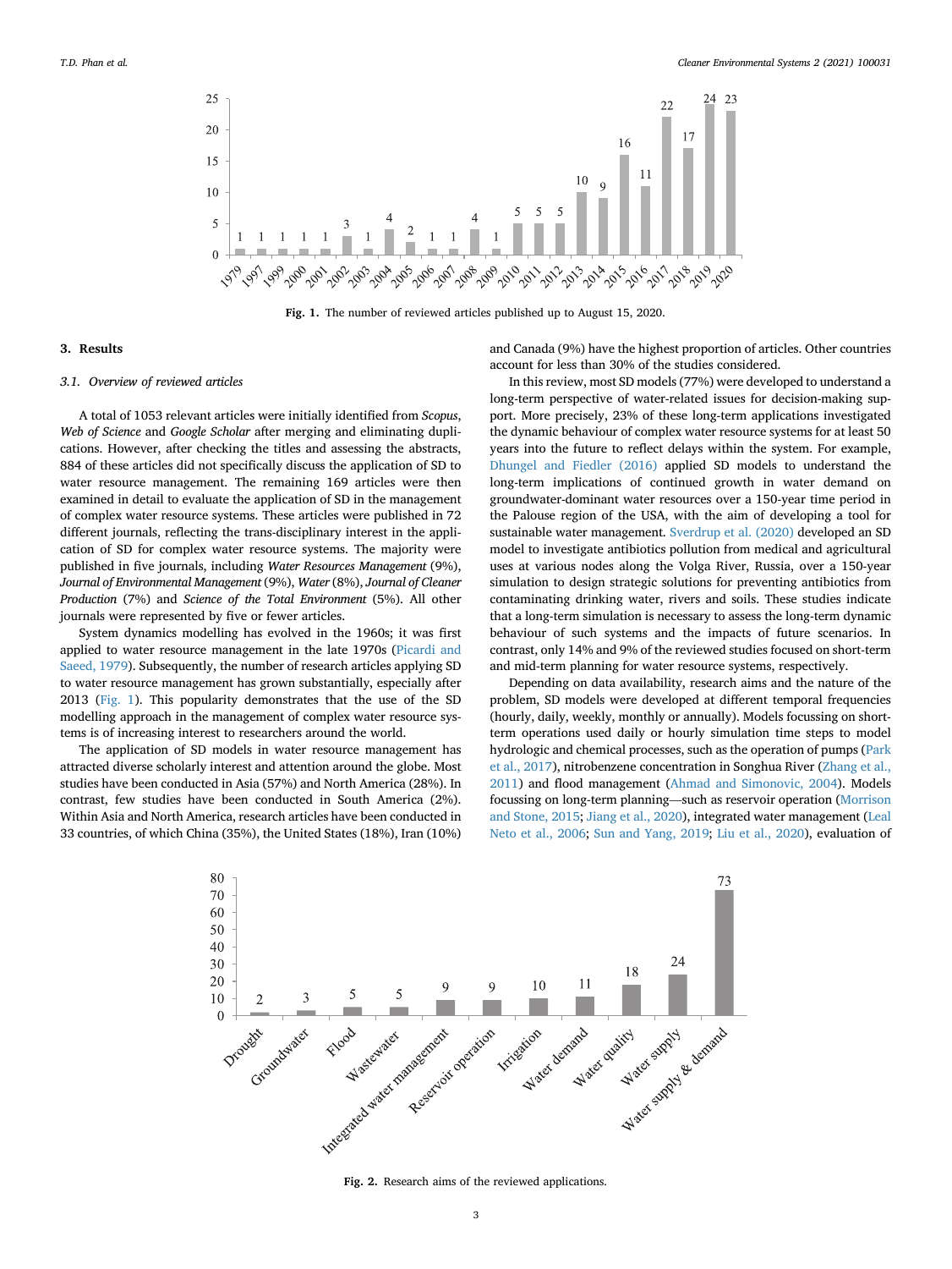Fig. 1. The number of reviewed articles published up to August 15, 2020.

## 3. Results

### 3.1. Overview of reviewed articles

A total of 1053 relevant articles were initially identified from *Scopus*, *Web of Science* and *Google Scholar* after merging and eliminating duplications. However, after checking the titles and assessing the abstracts, 884 of these articles did not specifically discuss the application of SD to water resource management. The remaining 169 articles were then examined in detail to evaluate the application of SD in the management of complex water resource systems. These articles were published in 72 different journals, reflecting the trans-disciplinary interest in the application of SD for complex water resource systems. The majority were published in five journals, including *Water Resources Management* (9%), *Journal of Environmental Management* (9%), *Water* (8%), *Journal of Cleaner Production* (7%) and *Science of the Total Environment* (5%). All other journals were represented by five or fewer articles.

System dynamics modelling has evolved in the 1960s; it was first applied to water resource management in the late 1970s (Picardi and Saeed, 1979). Subsequently, the number of research articles applying SD to water resource management has grown substantially, especially after 2013 (Fig. 1). This popularity demonstrates that the use of the SD modelling approach in the management of complex water resource systems is of increasing interest to researchers around the world.

The application of SD models in water resource management has attracted diverse scholarly interest and attention around the globe. Most studies have been conducted in Asia (57%) and North America (28%). In contrast, few studies have been conducted in South America (2%). Within Asia and North America, research articles have been conducted in 33 countries, of which China (35%), the United States (18%), Iran (10%) and Canada (9%) have the highest proportion of articles. Other countries account for less than 30% of the studies considered.

In this review, most SD models (77%) were developed to understand a long-term perspective of water-related issues for decision-making support. More precisely, 23% of these long-term applications investigated the dynamic behaviour of complex water resource systems for at least 50 years into the future to reflect delays within the system. For example, Dhungel and Fiedler (2016) applied SD models to understand the long-term implications of continued growth in water demand on groundwater-dominant water resources over a 150-year time period in the Palouse region of the USA, with the aim of developing a tool for sustainable water management. Sverdrup et al. (2020) developed an SD model to investigate antibiotics pollution from medical and agricultural uses at various nodes along the Volga River, Russia, over a 150-year simulation to design strategic solutions for preventing antibiotics from contaminating drinking water, rivers and soils. These studies indicate that a long-term simulation is necessary to assess the long-term dynamic behaviour of such systems and the impacts of future scenarios. In contrast, only 14% and 9% of the reviewed studies focused on short-term and mid-term planning for water resource systems, respectively.

Depending on data availability, research aims and the nature of the problem, SD models were developed at different temporal frequencies (hourly, daily, weekly, monthly or annually). Models focussing on short-term operations used daily or hourly simulation time steps to model hydrologic and chemical processes, such as the operation of pumps (Park et al., 2017), nitrobenzene concentration in Songhua River (Zhang et al., 2011) and flood management (Ahmad and Simonovic, 2004). Models focussing on long-term planning—such as reservoir operation (Morrison and Stone, 2015; Jiang et al., 2020), integrated water management (Leal Neto et al., 2006; Sun and Yang, 2019; Liu et al., 2020), evaluation of

Fig. 2. Research aims of the reviewed applications.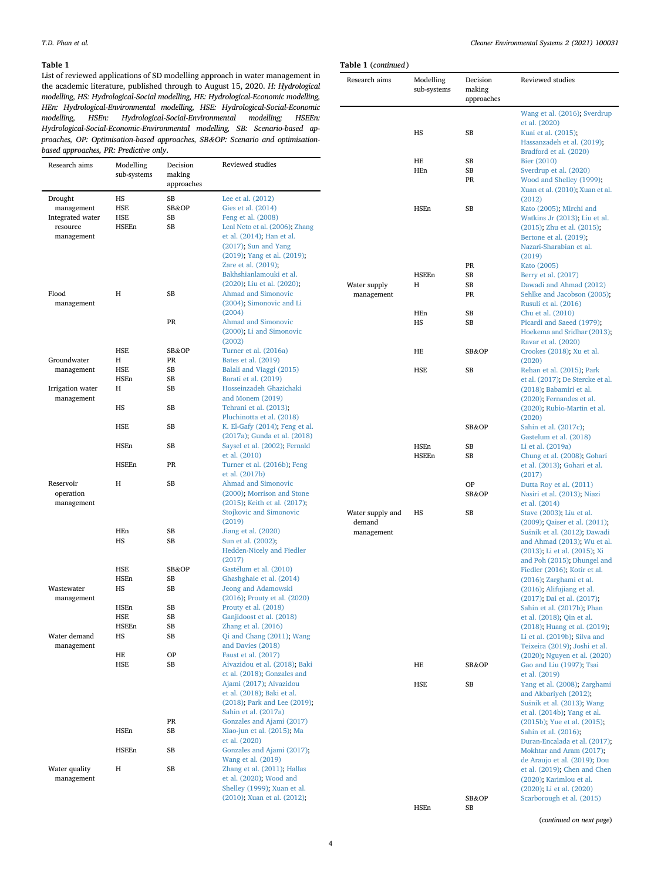**Table 1**

List of reviewed applications of SD modelling approach in water management in the academic literature, published through to August 15, 2020. *H: Hydrological modelling, HS: Hydrological-Social modelling, HE: Hydrological-Economic modelling, HEn: Hydrological-Environmental modelling, HSE: Hydrological-Social-Economic modelling, HSEn: Hydrological-Social-Environmental modelling; HSEEn: Hydrological-Social-Economic-Environmental modelling, SB: Scenario-based approaches, OP: Optimisation-based approaches, SB&OP: Scenario and optimisation-based approaches, PR: Predictive only*.

| Research aims | Modelling sub-systems | Decision making approaches | Reviewed studies |
|---|---|---|---|
| Drought management | HS | SB | Lee et al. (2012) |
| | HSE | SB&OP | Gies et al. (2014) |
| Integrated water resource management | HSE | SB | Feng et al. (2008) |
| | HSEEn | SB | Leal Neto et al. (2006); Zhang et al. (2014); Han et al. (2017); Sun and Yang (2019); Yang et al. (2019); Zare et al. (2019); Bakhshianlamouki et al. (2020); Liu et al. (2020); |
| Flood management | H | SB | Ahmad and Simonovic (2004); Simonovic and Li (2004) |
| | | PR | Ahmad and Simonovic (2000); Li and Simonovic (2002) |
| | HSE | SB&OP | Turner et al. (2016a) |
| Groundwater management | H | PR | Bates et al. (2019) |
| | HSE | SB | Balali and Viaggi (2015) |
| | HSEn | SB | Barati et al. (2019) |
| Irrigation water management | H | SB | Hosseinzadeh Ghazichaki and Monem (2019) |
| | HS | SB | Tehrani et al. (2013); Pluchinotta et al. (2018) |
| | HSE | SB | K. El-Gafy (2014); Feng et al. (2017a); Gunda et al. (2018) |
| | HSEn | SB | Saysel et al. (2002); Fernald et al. (2010) |
| | HSEEn | PR | Turner et al. (2016b); Feng et al. (2017b) |
| Reservoir operation management | H | SB | Ahmad and Simonovic (2000); Morrison and Stone (2015); Keith et al. (2017); Stojkovic and Simonovic (2019) |
| | HEn | SB | Jiang et al. (2020) |
| | HS | SB | Sun et al. (2002); Hedden-Nicely and Fiedler (2017) |
| | HSE | SB&OP | Gastélum et al. (2010) |
| | HSEn | SB | Ghashghaie et al. (2014) |
| Wastewater management | HS | SB | Jeong and Adamowski (2016); Prouty et al. (2020) |
| | HSEn | SB | Prouty et al. (2018) |
| | HSE | SB | Ganjidoost et al. (2018) |
| | HSEEn | SB | Zhang et al. (2016) |
| Water demand management | HS | SB | Qi and Chang (2011); Wang and Davies (2018) |
| | HE | OP | Faust et al. (2017) |
| | HSE | SB | Aivazidou et al. (2018); Baki et al. (2018); Gonzales and Ajami (2017); Aivazidou et al. (2018); Baki et al. (2018); Park and Lee (2019); Sahin et al. (2017a) |
| | | PR | Gonzales and Ajami (2017) |
| | HSEn | SB | Xiao-jun et al. (2015); Ma et al. (2020) |
| | HSEEn | SB | Gonzales and Ajami (2017); Wang et al. (2019) |
| Water quality management | H | SB | Zhang et al. (2011); Hallas et al. (2020); Wood and Shelley (1999); Xuan et al. (2010); Xuan et al. (2012); Wang et al. (2016); Sverdrup et al. (2020) |
| | HS | SB | Kuai et al. (2015); Hassanzadeh et al. (2019); Bradford et al. (2020) |
| | HE | SB | Bier (2010) |
| | HEn | SB | Sverdrup et al. (2020) |
| | | PR | Wood and Shelley (1999); Xuan et al. (2010); Xuan et al. (2012) |
| | HSEn | SB | Kato (2005); Mirchi and Watkins Jr (2013); Liu et al. (2015); Zhu et al. (2015); Bertone et al. (2019); Nazari-Sharabian et al. (2019) |
| | | PR | Kato (2005) |
| | HSEEn | SB | Berry et al. (2017) |
| Water supply management | H | SB | Dawadi and Ahmad (2012) |
| | | PR | Sehlke and Jacobson (2005); Rusuli et al. (2016) |
| | HEn | SB | Chu et al. (2010) |
| | HS | SB | Picardi and Saeed (1979); Hoekema and Sridhar (2013); Ravar et al. (2020) |
| | HE | SB&OP | Crookes (2018); Xu et al. (2020) |
| | HSE | SB | Rehan et al. (2015); Park et al. (2017); De Stercke et al. (2018); Babamiri et al. (2020); Fernandes et al. (2020); Rubio-Martin et al. (2020) |
| | | SB&OP | Sahin et al. (2017c); Gastelum et al. (2018) |
| | HSEn | SB | Li et al. (2019a) |
| | HSEEn | SB | Chung et al. (2008); Gohari et al. (2013); Gohari et al. (2017) |
| | | OP | Dutta Roy et al. (2011) |
| | | SB&OP | Nasiri et al. (2013); Niazi et al. (2014) |
| Water supply and demand management | HS | SB | Stave (2003); Liu et al. (2009); Qaiser et al. (2011); Sušnik et al. (2012); Dawadi and Ahmad (2013); Wu et al. (2013); Li et al. (2015); Xi and Poh (2015); Dhungel and Fiedler (2016); Kotir et al. (2016); Zarghami et al. (2016); Alifujiang et al. (2017); Dai et al. (2017); Sahin et al. (2017b); Phan et al. (2018); Qin et al. (2018); Huang et al. (2019); Li et al. (2019b); Silva and Teixeira (2019); Joshi et al. (2020); Nguyen et al. (2020) |
| | HE | SB&OP | Gao and Liu (1997); Tsai et al. (2019) |
| | HSE | SB | Yang et al. (2008); Zarghami and Akbariyeh (2012); Sušnik et al. (2013); Wang et al. (2014b); Yang et al. (2015b); Yue et al. (2015); Sahin et al. (2016); Duran-Encalada et al. (2017); Mokhtar and Aram (2017); de Araujo et al. (2019); Dou et al. (2019); Chen and Chen (2020); Karimlou et al. (2020); Li et al. (2020) |
| | | SB&OP | Scarborough et al. (2015) |
| | HSEn | SB | |

(*continued on next page*)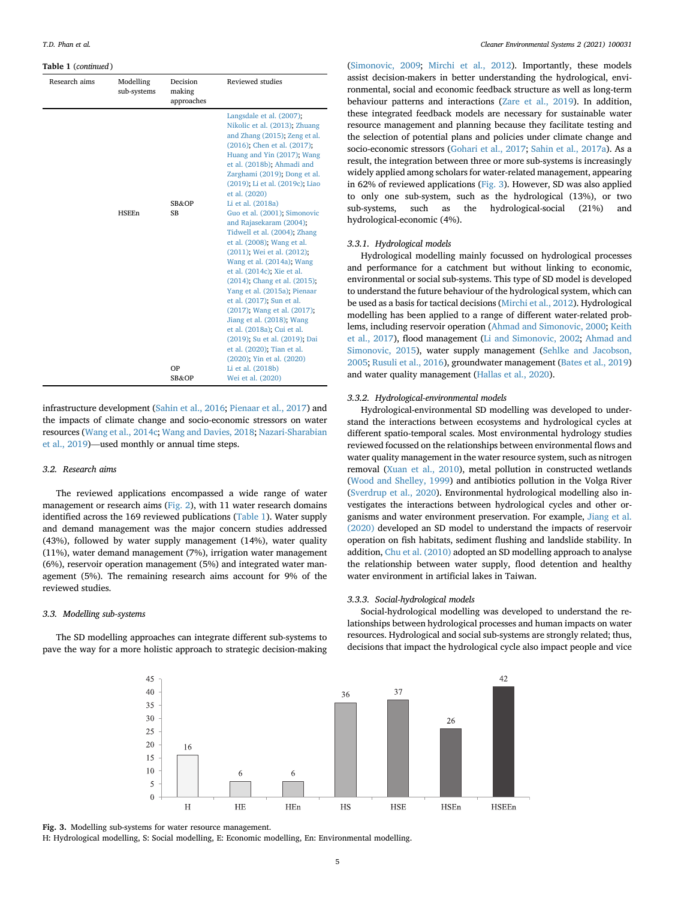**Table 1** (*continued*)

| Research aims | Modelling sub-systems | Decision making approaches | Reviewed studies |
|---|---|---|---|
| | | | Langsdale et al. (2007); Nikolic et al. (2013); Zhuang and Zhang (2015); Zeng et al. (2016); Chen et al. (2017); Huang and Yin (2017); Wang et al. (2018b); Ahmadi and Zarghami (2019); Dong et al. (2019); Li et al. (2019c); Liao et al. (2020) |
| | | SB&OP | Li et al. (2018a) |
| | HSEEn | SB | Guo et al. (2001); Simonovic and Rajasekaram (2004); Tidwell et al. (2004); Zhang et al. (2008); Wang et al. (2011); Wei et al. (2012); Wang et al. (2014a); Wang et al. (2014c); Xie et al. (2014); Chang et al. (2015); Yang et al. (2015a); Pienaar et al. (2017); Sun et al. (2017); Wang et al. (2017); Jiang et al. (2018); Wang et al. (2018a); Cui et al. (2019); Su et al. (2019); Dai et al. (2020); Tian et al. (2020); Yin et al. (2020) |
| | | OP | Li et al. (2018b) |
| | | SB&OP | Wei et al. (2020) |

infrastructure development (Sahin et al., 2016; Pienaar et al., 2017) and the impacts of climate change and socio-economic stressors on water resources (Wang et al., 2014c; Wang and Davies, 2018; Nazari-Sharabian et al., 2019)—used monthly or annual time steps.

### 3.2. Research aims

The reviewed applications encompassed a wide range of water management or research aims (Fig. 2), with 11 water research domains identified across the 169 reviewed publications (Table 1). Water supply and demand management was the major concern studies addressed (43%), followed by water supply management (14%), water quality (11%), water demand management (7%), irrigation water management (6%), reservoir operation management (5%) and integrated water management (5%). The remaining research aims account for 9% of the reviewed studies.

### 3.3. Modelling sub-systems

The SD modelling approaches can integrate different sub-systems to pave the way for a more holistic approach to strategic decision-making (Simonovic, 2009; Mirchi et al., 2012). Importantly, these models assist decision-makers in better understanding the hydrological, environmental, social and economic feedback structure as well as long-term behaviour patterns and interactions (Zare et al., 2019). In addition, these integrated feedback models are necessary for sustainable water resource management and planning because they facilitate testing and the selection of potential plans and policies under climate change and socio-economic stressors (Gohari et al., 2017; Sahin et al., 2017a). As a result, the integration between three or more sub-systems is increasingly widely applied among scholars for water-related management, appearing in 62% of reviewed applications (Fig. 3). However, SD was also applied to only one sub-system, such as the hydrological (13%), or two sub-systems, such as the hydrological-social (21%) and hydrological-economic (4%).

#### 3.3.1. Hydrological models

Hydrological modelling mainly focussed on hydrological processes and performance for a catchment but without linking to economic, environmental or social sub-systems. This type of SD model is developed to understand the future behaviour of the hydrological system, which can be used as a basis for tactical decisions (Mirchi et al., 2012). Hydrological modelling has been applied to a range of different water-related problems, including reservoir operation (Ahmad and Simonovic, 2000; Keith et al., 2017), flood management (Li and Simonovic, 2002; Ahmad and Simonovic, 2015), water supply management (Sehlke and Jacobson, 2005; Rusuli et al., 2016), groundwater management (Bates et al., 2019) and water quality management (Hallas et al., 2020).

#### 3.3.2. Hydrological-environmental models

Hydrological-environmental SD modelling was developed to understand the interactions between ecosystems and hydrological cycles at different spatio-temporal scales. Most environmental hydrology studies reviewed focussed on the relationships between environmental flows and water quality management in the water resource system, such as nitrogen removal (Xuan et al., 2010), metal pollution in constructed wetlands (Wood and Shelley, 1999) and antibiotics pollution in the Volga River (Sverdrup et al., 2020). Environmental hydrological modelling also investigates the interactions between hydrological cycles and other organisms and water environment preservation. For example, Jiang et al. (2020) developed an SD model to understand the impacts of reservoir operation on fish habitats, sediment flushing and landslide stability. In addition, Chu et al. (2010) adopted an SD modelling approach to analyse the relationship between water supply, flood detention and healthy water environment in artificial lakes in Taiwan.

#### 3.3.3. Social-hydrological models

Social-hydrological modelling was developed to understand the relationships between hydrological processes and human impacts on water resources. Hydrological and social sub-systems are strongly related; thus, decisions that impact the hydrological cycle also impact people and vice

| H | HE | HEn | HS | HSE | HSEn | HSEEn |
|---|---|---|---|---|---|---|
| 16 | 6 | 6 | 36 | 37 | 26 | 42 |

**Fig. 3.** Modelling sub-systems for water resource management.
H: Hydrological modelling, S: Social modelling, E: Economic modelling, En: Environmental modelling.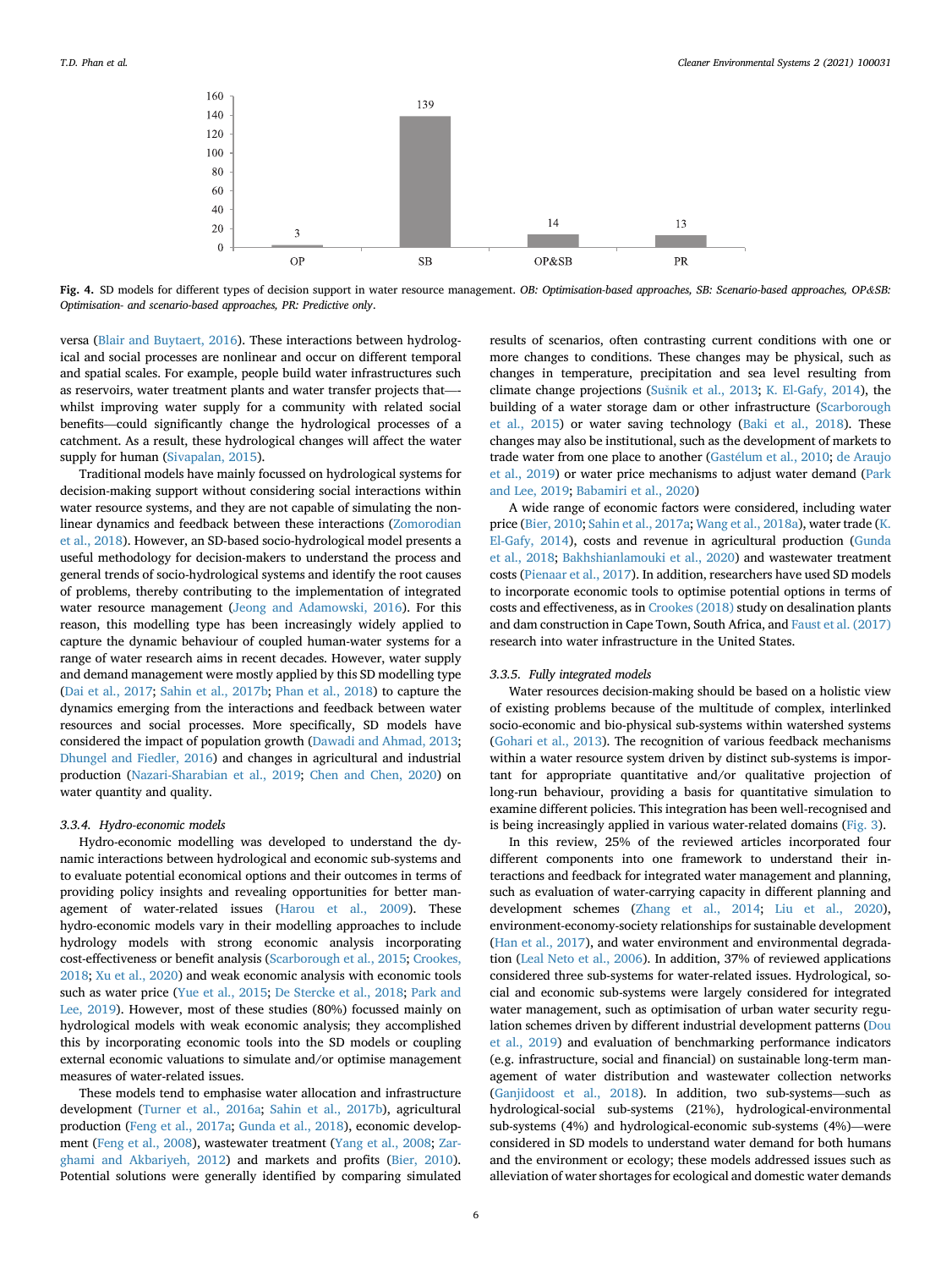Fig. 4. SD models for different types of decision support in water resource management. *OB: Optimisation-based approaches, SB: Scenario-based approaches, OP&SB: Optimisation- and scenario-based approaches, PR: Predictive only*.

versa (Blair and Buytaert, 2016). These interactions between hydrological and social processes are nonlinear and occur on different temporal and spatial scales. For example, people build water infrastructures such as reservoirs, water treatment plants and water transfer projects that—whilst improving water supply for a community with related social benefits—could significantly change the hydrological processes of a catchment. As a result, these hydrological changes will affect the water supply for human (Sivapalan, 2015).

Traditional models have mainly focussed on hydrological systems for decision-making support without considering social interactions within water resource systems, and they are not capable of simulating the nonlinear dynamics and feedback between these interactions (Zomorodian et al., 2018). However, an SD-based socio-hydrological model presents a useful methodology for decision-makers to understand the process and general trends of socio-hydrological systems and identify the root causes of problems, thereby contributing to the implementation of integrated water resource management (Jeong and Adamowski, 2016). For this reason, this modelling type has been increasingly widely applied to capture the dynamic behaviour of coupled human-water systems for a range of water research aims in recent decades. However, water supply and demand management were mostly applied by this SD modelling type (Dai et al., 2017; Sahin et al., 2017b; Phan et al., 2018) to capture the dynamics emerging from the interactions and feedback between water resources and social processes. More specifically, SD models have considered the impact of population growth (Dawadi and Ahmad, 2013; Dhungel and Fiedler, 2016) and changes in agricultural and industrial production (Nazari-Sharabian et al., 2019; Chen and Chen, 2020) on water quantity and quality.

### 3.3.4. Hydro-economic models

Hydro-economic modelling was developed to understand the dynamic interactions between hydrological and economic sub-systems and to evaluate potential economical options and their outcomes in terms of providing policy insights and revealing opportunities for better management of water-related issues (Harou et al., 2009). These hydro-economic models vary in their modelling approaches to include hydrology models with strong economic analysis incorporating cost-effectiveness or benefit analysis (Scarborough et al., 2015; Crookes, 2018; Xu et al., 2020) and weak economic analysis with economic tools such as water price (Yue et al., 2015; De Stercke et al., 2018; Park and Lee, 2019). However, most of these studies (80%) focussed mainly on hydrological models with weak economic analysis; they accomplished this by incorporating economic tools into the SD models or coupling external economic valuations to simulate and/or optimise management measures of water-related issues.

These models tend to emphasise water allocation and infrastructure development (Turner et al., 2016a; Sahin et al., 2017b), agricultural production (Feng et al., 2017a; Gunda et al., 2018), economic development (Feng et al., 2008), wastewater treatment (Yang et al., 2008; Zarghami and Akbariyeh, 2012) and markets and profits (Bier, 2010). Potential solutions were generally identified by comparing simulated results of scenarios, often contrasting current conditions with one or more changes to conditions. These changes may be physical, such as changes in temperature, precipitation and sea level resulting from climate change projections (Sušnik et al., 2013; K. El-Gafy, 2014), the building of a water storage dam or other infrastructure (Scarborough et al., 2015) or water saving technology (Baki et al., 2018). These changes may also be institutional, such as the development of markets to trade water from one place to another (Gastélum et al., 2010; de Araujo et al., 2019) or water price mechanisms to adjust water demand (Park and Lee, 2019; Babamiri et al., 2020)

A wide range of economic factors were considered, including water price (Bier, 2010; Sahin et al., 2017a; Wang et al., 2018a), water trade (K. El-Gafy, 2014), costs and revenue in agricultural production (Gunda et al., 2018; Bakhshianlamouki et al., 2020) and wastewater treatment costs (Pienaar et al., 2017). In addition, researchers have used SD models to incorporate economic tools to optimise potential options in terms of costs and effectiveness, as in Crookes (2018) study on desalination plants and dam construction in Cape Town, South Africa, and Faust et al. (2017) research into water infrastructure in the United States.

### 3.3.5. Fully integrated models

Water resources decision-making should be based on a holistic view of existing problems because of the multitude of complex, interlinked socio-economic and bio-physical sub-systems within watershed systems (Gohari et al., 2013). The recognition of various feedback mechanisms within a water resource system driven by distinct sub-systems is important for appropriate quantitative and/or qualitative projection of long-run behaviour, providing a basis for quantitative simulation to examine different policies. This integration has been well-recognised and is being increasingly applied in various water-related domains (Fig. 3).

In this review, 25% of the reviewed articles incorporated four different components into one framework to understand their interactions and feedback for integrated water management and planning, such as evaluation of water-carrying capacity in different planning and development schemes (Zhang et al., 2014; Liu et al., 2020), environment-economy-society relationships for sustainable development (Han et al., 2017), and water environment and environmental degradation (Leal Neto et al., 2006). In addition, 37% of reviewed applications considered three sub-systems for water-related issues. Hydrological, social and economic sub-systems were largely considered for integrated water management, such as optimisation of urban water security regulation schemes driven by different industrial development patterns (Dou et al., 2019) and evaluation of benchmarking performance indicators (e.g. infrastructure, social and financial) on sustainable long-term management of water distribution and wastewater collection networks (Ganjidoost et al., 2018). In addition, two sub-systems—such as hydrological-social sub-systems (21%), hydrological-environmental sub-systems (4%) and hydrological-economic sub-systems (4%)—were considered in SD models to understand water demand for both humans and the environment or ecology; these models addressed issues such as alleviation of water shortages for ecological and domestic water demands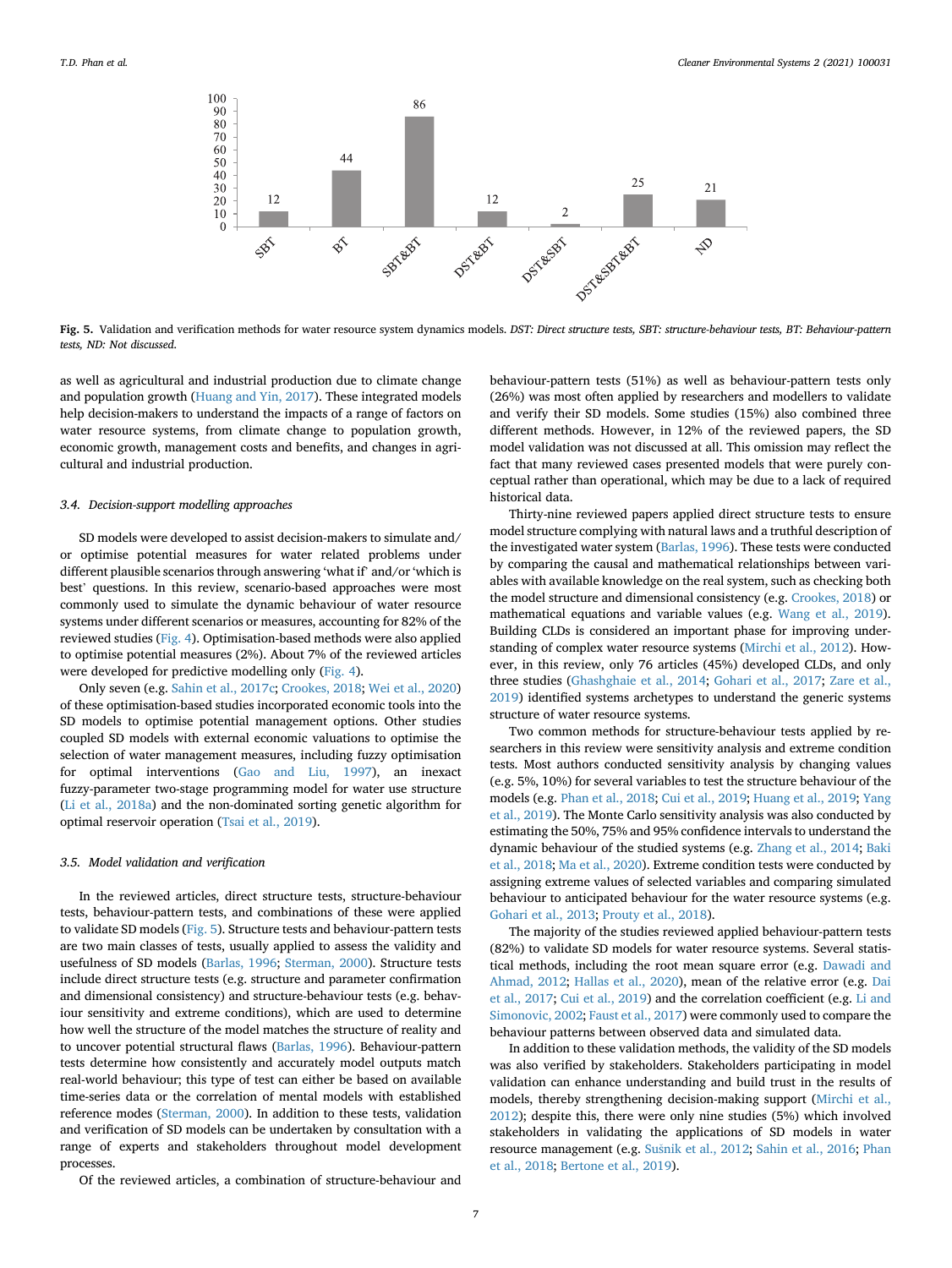**Fig. 5.** Validation and verification methods for water resource system dynamics models. *DST: Direct structure tests, SBT: structure-behaviour tests, BT: Behaviour-pattern tests, ND: Not discussed.*

as well as agricultural and industrial production due to climate change and population growth (Huang and Yin, 2017). These integrated models help decision-makers to understand the impacts of a range of factors on water resource systems, from climate change to population growth, economic growth, management costs and benefits, and changes in agricultural and industrial production.

### 3.4. Decision-support modelling approaches

SD models were developed to assist decision-makers to simulate and/or optimise potential measures for water related problems under different plausible scenarios through answering 'what if' and/or 'which is best' questions. In this review, scenario-based approaches were most commonly used to simulate the dynamic behaviour of water resource systems under different scenarios or measures, accounting for 82% of the reviewed studies (Fig. 4). Optimisation-based methods were also applied to optimise potential measures (2%). About 7% of the reviewed articles were developed for predictive modelling only (Fig. 4).

Only seven (e.g. Sahin et al., 2017c; Crookes, 2018; Wei et al., 2020) of these optimisation-based studies incorporated economic tools into the SD models to optimise potential management options. Other studies coupled SD models with external economic valuations to optimise the selection of water management measures, including fuzzy optimisation for optimal interventions (Gao and Liu, 1997), an inexact fuzzy-parameter two-stage programming model for water use structure (Li et al., 2018a) and the non-dominated sorting genetic algorithm for optimal reservoir operation (Tsai et al., 2019).

### 3.5. Model validation and verification

In the reviewed articles, direct structure tests, structure-behaviour tests, behaviour-pattern tests, and combinations of these were applied to validate SD models (Fig. 5). Structure tests and behaviour-pattern tests are two main classes of tests, usually applied to assess the validity and usefulness of SD models (Barlas, 1996; Sterman, 2000). Structure tests include direct structure tests (e.g. structure and parameter confirmation and dimensional consistency) and structure-behaviour tests (e.g. behaviour sensitivity and extreme conditions), which are used to determine how well the structure of the model matches the structure of reality and to uncover potential structural flaws (Barlas, 1996). Behaviour-pattern tests determine how consistently and accurately model outputs match real-world behaviour; this type of test can either be based on available time-series data or the correlation of mental models with established reference modes (Sterman, 2000). In addition to these tests, validation and verification of SD models can be undertaken by consultation with a range of experts and stakeholders throughout model development processes.

Of the reviewed articles, a combination of structure-behaviour and behaviour-pattern tests (51%) as well as behaviour-pattern tests only (26%) was most often applied by researchers and modellers to validate and verify their SD models. Some studies (15%) also combined three different methods. However, in 12% of the reviewed papers, the SD model validation was not discussed at all. This omission may reflect the fact that many reviewed cases presented models that were purely conceptual rather than operational, which may be due to a lack of required historical data.

Thirty-nine reviewed papers applied direct structure tests to ensure model structure complying with natural laws and a truthful description of the investigated water system (Barlas, 1996). These tests were conducted by comparing the causal and mathematical relationships between variables with available knowledge on the real system, such as checking both the model structure and dimensional consistency (e.g. Crookes, 2018) or mathematical equations and variable values (e.g. Wang et al., 2019). Building CLDs is considered an important phase for improving understanding of complex water resource systems (Mirchi et al., 2012). However, in this review, only 76 articles (45%) developed CLDs, and only three studies (Ghashghaie et al., 2014; Gohari et al., 2017; Zare et al., 2019) identified systems archetypes to understand the generic systems structure of water resource systems.

Two common methods for structure-behaviour tests applied by researchers in this review were sensitivity analysis and extreme condition tests. Most authors conducted sensitivity analysis by changing values (e.g. 5%, 10%) for several variables to test the structure behaviour of the models (e.g. Phan et al., 2018; Cui et al., 2019; Huang et al., 2019; Yang et al., 2019). The Monte Carlo sensitivity analysis was also conducted by estimating the 50%, 75% and 95% confidence intervals to understand the dynamic behaviour of the studied systems (e.g. Zhang et al., 2014; Baki et al., 2018; Ma et al., 2020). Extreme condition tests were conducted by assigning extreme values of selected variables and comparing simulated behaviour to anticipated behaviour for the water resource systems (e.g. Gohari et al., 2013; Prouty et al., 2018).

The majority of the studies reviewed applied behaviour-pattern tests (82%) to validate SD models for water resource systems. Several statistical methods, including the root mean square error (e.g. Dawadi and Ahmad, 2012; Hallas et al., 2020), mean of the relative error (e.g. Dai et al., 2017; Cui et al., 2019) and the correlation coefficient (e.g. Li and Simonovic, 2002; Faust et al., 2017) were commonly used to compare the behaviour patterns between observed data and simulated data.

In addition to these validation methods, the validity of the SD models was also verified by stakeholders. Stakeholders participating in model validation can enhance understanding and build trust in the results of models, thereby strengthening decision-making support (Mirchi et al., 2012); despite this, there were only nine studies (5%) which involved stakeholders in validating the applications of SD models in water resource management (e.g. Sušnik et al., 2012; Sahin et al., 2016; Phan et al., 2018; Bertone et al., 2019).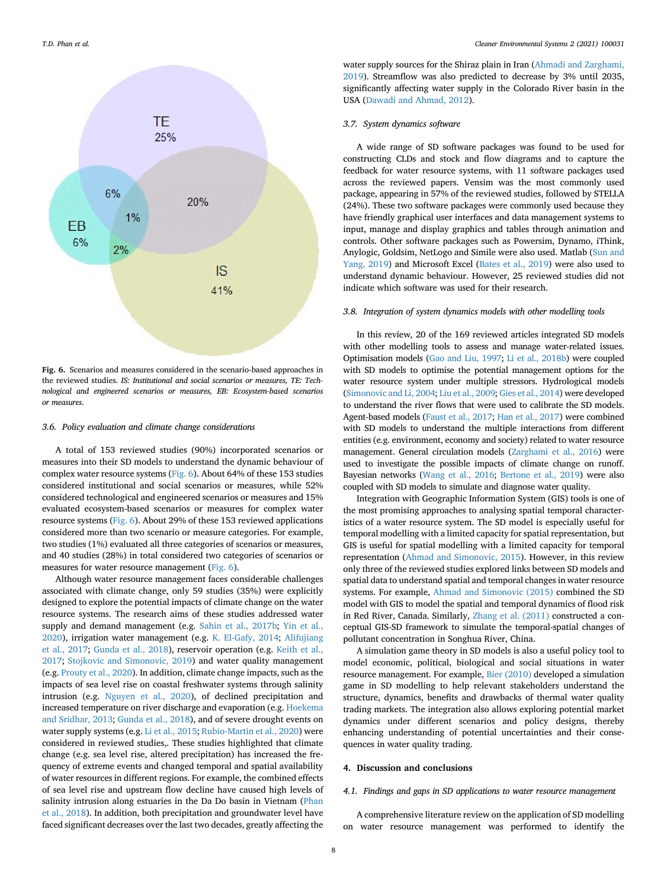Fig. 6. Scenarios and measures considered in the scenario-based approaches in the reviewed studies. *IS: Institutional and social scenarios or measures, TE: Technological and engineered scenarios or measures, EB: Ecosystem-based scenarios or measures.*

### 3.6. Policy evaluation and climate change considerations

A total of 153 reviewed studies (90%) incorporated scenarios or measures into their SD models to understand the dynamic behaviour of complex water resource systems (Fig. 6). About 64% of these 153 studies considered institutional and social scenarios or measures, while 52% considered technological and engineered scenarios or measures and 15% evaluated ecosystem-based scenarios or measures for complex water resource systems (Fig. 6). About 29% of these 153 reviewed applications considered more than two scenario or measure categories. For example, two studies (1%) evaluated all three categories of scenarios or measures, and 40 studies (28%) in total considered two categories of scenarios or measures for water resource management (Fig. 6).

Although water resource management faces considerable challenges associated with climate change, only 59 studies (35%) were explicitly designed to explore the potential impacts of climate change on the water resource systems. The research aims of these studies addressed water supply and demand management (e.g. Sahin et al., 2017b; Yin et al., 2020), irrigation water management (e.g. K. El-Gafy, 2014; Alifujiang et al., 2017; Gunda et al., 2018), reservoir operation (e.g. Keith et al., 2017; Stojkovic and Simonovic, 2019) and water quality management (e.g. Prouty et al., 2020). In addition, climate change impacts, such as the impacts of sea level rise on coastal freshwater systems through salinity intrusion (e.g. Nguyen et al., 2020), of declined precipitation and increased temperature on river discharge and evaporation (e.g. Hoekema and Sridhar, 2013; Gunda et al., 2018), and of severe drought events on water supply systems (e.g. Li et al., 2015; Rubio-Martin et al., 2020) were considered in reviewed studies,. These studies highlighted that climate change (e.g. sea level rise, altered precipitation) has increased the frequency of extreme events and changed temporal and spatial availability of water resources in different regions. For example, the combined effects of sea level rise and upstream flow decline have caused high levels of salinity intrusion along estuaries in the Da Do basin in Vietnam (Phan et al., 2018). In addition, both precipitation and groundwater level have faced significant decreases over the last two decades, greatly affecting the water supply sources for the Shiraz plain in Iran (Ahmadi and Zarghami, 2019). Streamflow was also predicted to decrease by 3% until 2035, significantly affecting water supply in the Colorado River basin in the USA (Dawadi and Ahmad, 2012).

### 3.7. System dynamics software

A wide range of SD software packages was found to be used for constructing CLDs and stock and flow diagrams and to capture the feedback for water resource systems, with 11 software packages used across the reviewed papers. Vensim was the most commonly used package, appearing in 57% of the reviewed studies, followed by STELLA (24%). These two software packages were commonly used because they have friendly graphical user interfaces and data management systems to input, manage and display graphics and tables through animation and controls. Other software packages such as Powersim, Dynamo, iThink, Anylogic, Goldsim, NetLogo and Simile were also used. Matlab (Sun and Yang, 2019) and Microsoft Excel (Bates et al., 2019) were also used to understand dynamic behaviour. However, 25 reviewed studies did not indicate which software was used for their research.

### 3.8. Integration of system dynamics models with other modelling tools

In this review, 20 of the 169 reviewed articles integrated SD models with other modelling tools to assess and manage water-related issues. Optimisation models (Gao and Liu, 1997; Li et al., 2018b) were coupled with SD models to optimise the potential management options for the water resource system under multiple stressors. Hydrological models (Simonovic and Li, 2004; Liu et al., 2009; Gies et al., 2014) were developed to understand the river flows that were used to calibrate the SD models. Agent-based models (Faust et al., 2017; Han et al., 2017) were combined with SD models to understand the multiple interactions from different entities (e.g. environment, economy and society) related to water resource management. General circulation models (Zarghami et al., 2016) were used to investigate the possible impacts of climate change on runoff. Bayesian networks (Wang et al., 2016; Bertone et al., 2019) were also coupled with SD models to simulate and diagnose water quality.

Integration with Geographic Information System (GIS) tools is one of the most promising approaches to analysing spatial temporal characteristics of a water resource system. The SD model is especially useful for temporal modelling with a limited capacity for spatial representation, but GIS is useful for spatial modelling with a limited capacity for temporal representation (Ahmad and Simonovic, 2015). However, in this review only three of the reviewed studies explored links between SD models and spatial data to understand spatial and temporal changes in water resource systems. For example, Ahmad and Simonovic (2015) combined the SD model with GIS to model the spatial and temporal dynamics of flood risk in Red River, Canada. Similarly, Zhang et al. (2011) constructed a conceptual GIS-SD framework to simulate the temporal-spatial changes of pollutant concentration in Songhua River, China.

A simulation game theory in SD modelling is also a useful policy tool to model economic, political, biological and social situations in water resource management. For example, Bier (2010) developed a simulation game in SD modelling to help relevant stakeholders understand the structure, dynamics, benefits and drawbacks of thermal water quality trading markets. The integration also allows exploring potential market dynamics under different scenarios and policy designs, thereby enhancing understanding of potential uncertainties and their consequences in water quality trading.

## 4. Discussion and conclusions

### 4.1. Findings and gaps in SD applications to water resource management

A comprehensive literature review on the application of SD modelling on water resource management was performed to identify the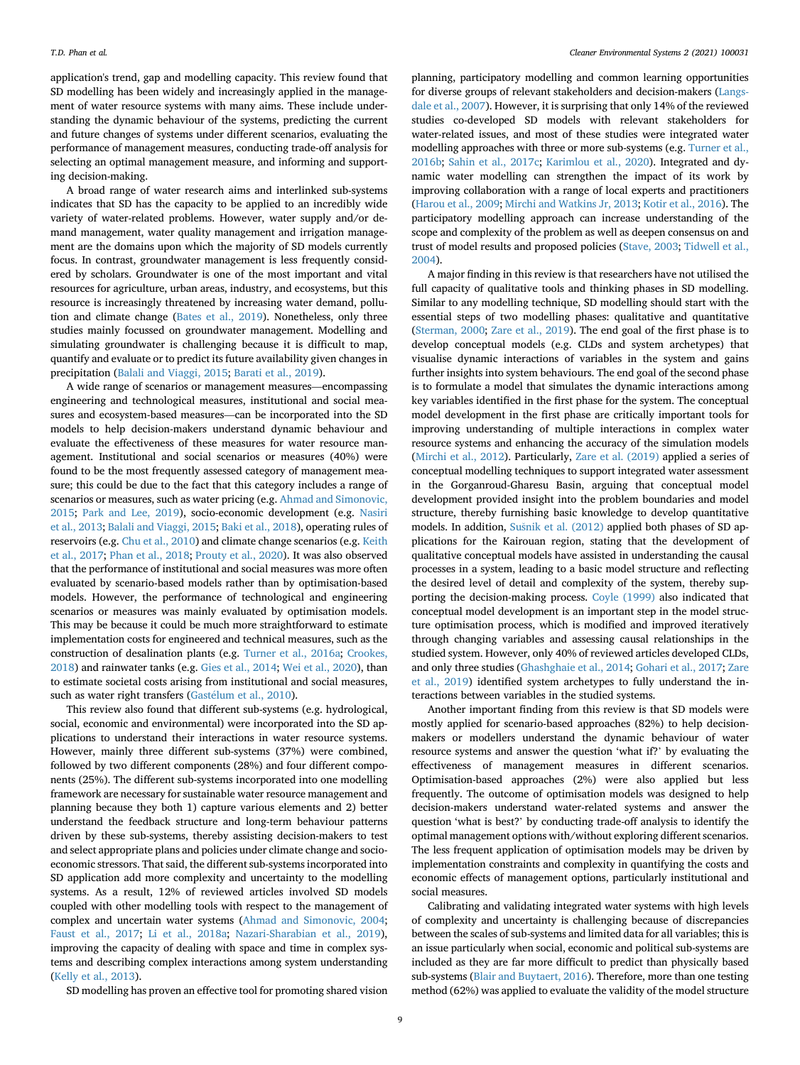application's trend, gap and modelling capacity. This review found that SD modelling has been widely and increasingly applied in the management of water resource systems with many aims. These include understanding the dynamic behaviour of the systems, predicting the current and future changes of systems under different scenarios, evaluating the performance of management measures, conducting trade-off analysis for selecting an optimal management measure, and informing and supporting decision-making.

A broad range of water research aims and interlinked sub-systems indicates that SD has the capacity to be applied to an incredibly wide variety of water-related problems. However, water supply and/or demand management, water quality management and irrigation management are the domains upon which the majority of SD models currently focus. In contrast, groundwater management is less frequently considered by scholars. Groundwater is one of the most important and vital resources for agriculture, urban areas, industry, and ecosystems, but this resource is increasingly threatened by increasing water demand, pollution and climate change (Bates et al., 2019). Nonetheless, only three studies mainly focussed on groundwater management. Modelling and simulating groundwater is challenging because it is difficult to map, quantify and evaluate or to predict its future availability given changes in precipitation (Balali and Viaggi, 2015; Barati et al., 2019).

A wide range of scenarios or management measures—encompassing engineering and technological measures, institutional and social measures and ecosystem-based measures—can be incorporated into the SD models to help decision-makers understand dynamic behaviour and evaluate the effectiveness of these measures for water resource management. Institutional and social scenarios or measures (40%) were found to be the most frequently assessed category of management measure; this could be due to the fact that this category includes a range of scenarios or measures, such as water pricing (e.g. Ahmad and Simonovic, 2015; Park and Lee, 2019), socio-economic development (e.g. Nasiri et al., 2013; Balali and Viaggi, 2015; Baki et al., 2018), operating rules of reservoirs (e.g. Chu et al., 2010) and climate change scenarios (e.g. Keith et al., 2017; Phan et al., 2018; Prouty et al., 2020). It was also observed that the performance of institutional and social measures was more often evaluated by scenario-based models rather than by optimisation-based models. However, the performance of technological and engineering scenarios or measures was mainly evaluated by optimisation models. This may be because it could be much more straightforward to estimate implementation costs for engineered and technical measures, such as the construction of desalination plants (e.g. Turner et al., 2016a; Crookes, 2018) and rainwater tanks (e.g. Gies et al., 2014; Wei et al., 2020), than to estimate societal costs arising from institutional and social measures, such as water right transfers (Gastélum et al., 2010).

This review also found that different sub-systems (e.g. hydrological, social, economic and environmental) were incorporated into the SD applications to understand their interactions in water resource systems. However, mainly three different sub-systems (37%) were combined, followed by two different components (28%) and four different components (25%). The different sub-systems incorporated into one modelling framework are necessary for sustainable water resource management and planning because they both 1) capture various elements and 2) better understand the feedback structure and long-term behaviour patterns driven by these sub-systems, thereby assisting decision-makers to test and select appropriate plans and policies under climate change and socio-economic stressors. That said, the different sub-systems incorporated into SD application add more complexity and uncertainty to the modelling systems. As a result, 12% of reviewed articles involved SD models coupled with other modelling tools with respect to the management of complex and uncertain water systems (Ahmad and Simonovic, 2004; Faust et al., 2017; Li et al., 2018a; Nazari-Sharabian et al., 2019), improving the capacity of dealing with space and time in complex systems and describing complex interactions among system understanding (Kelly et al., 2013).

SD modelling has proven an effective tool for promoting shared vision planning, participatory modelling and common learning opportunities for diverse groups of relevant stakeholders and decision-makers (Langsdale et al., 2007). However, it is surprising that only 14% of the reviewed studies co-developed SD models with relevant stakeholders for water-related issues, and most of these studies were integrated water modelling approaches with three or more sub-systems (e.g. Turner et al., 2016b; Sahin et al., 2017c; Karimlou et al., 2020). Integrated and dynamic water modelling can strengthen the impact of its work by improving collaboration with a range of local experts and practitioners (Harou et al., 2009; Mirchi and Watkins Jr, 2013; Kotir et al., 2016). The participatory modelling approach can increase understanding of the scope and complexity of the problem as well as deepen consensus on and trust of model results and proposed policies (Stave, 2003; Tidwell et al., 2004).

A major finding in this review is that researchers have not utilised the full capacity of qualitative tools and thinking phases in SD modelling. Similar to any modelling technique, SD modelling should start with the essential steps of two modelling phases: qualitative and quantitative (Sterman, 2000; Zare et al., 2019). The end goal of the first phase is to develop conceptual models (e.g. CLDs and system archetypes) that visualise dynamic interactions of variables in the system and gains further insights into system behaviours. The end goal of the second phase is to formulate a model that simulates the dynamic interactions among key variables identified in the first phase for the system. The conceptual model development in the first phase are critically important tools for improving understanding of multiple interactions in complex water resource systems and enhancing the accuracy of the simulation models (Mirchi et al., 2012). Particularly, Zare et al. (2019) applied a series of conceptual modelling techniques to support integrated water assessment in the Gorganroud-Gharesu Basin, arguing that conceptual model development provided insight into the problem boundaries and model structure, thereby furnishing basic knowledge to develop quantitative models. In addition, Sušnik et al. (2012) applied both phases of SD applications for the Kairouan region, stating that the development of qualitative conceptual models have assisted in understanding the causal processes in a system, leading to a basic model structure and reflecting the desired level of detail and complexity of the system, thereby supporting the decision-making process. Coyle (1999) also indicated that conceptual model development is an important step in the model structure optimisation process, which is modified and improved iteratively through changing variables and assessing causal relationships in the studied system. However, only 40% of reviewed articles developed CLDs, and only three studies (Ghashghaie et al., 2014; Gohari et al., 2017; Zare et al., 2019) identified system archetypes to fully understand the interactions between variables in the studied systems.

Another important finding from this review is that SD models were mostly applied for scenario-based approaches (82%) to help decision-makers or modellers understand the dynamic behaviour of water resource systems and answer the question 'what if?' by evaluating the effectiveness of management measures in different scenarios. Optimisation-based approaches (2%) were also applied but less frequently. The outcome of optimisation models was designed to help decision-makers understand water-related systems and answer the question 'what is best?' by conducting trade-off analysis to identify the optimal management options with/without exploring different scenarios. The less frequent application of optimisation models may be driven by implementation constraints and complexity in quantifying the costs and economic effects of management options, particularly institutional and social measures.

Calibrating and validating integrated water systems with high levels of complexity and uncertainty is challenging because of discrepancies between the scales of sub-systems and limited data for all variables; this is an issue particularly when social, economic and political sub-systems are included as they are far more difficult to predict than physically based sub-systems (Blair and Buytaert, 2016). Therefore, more than one testing method (62%) was applied to evaluate the validity of the model structure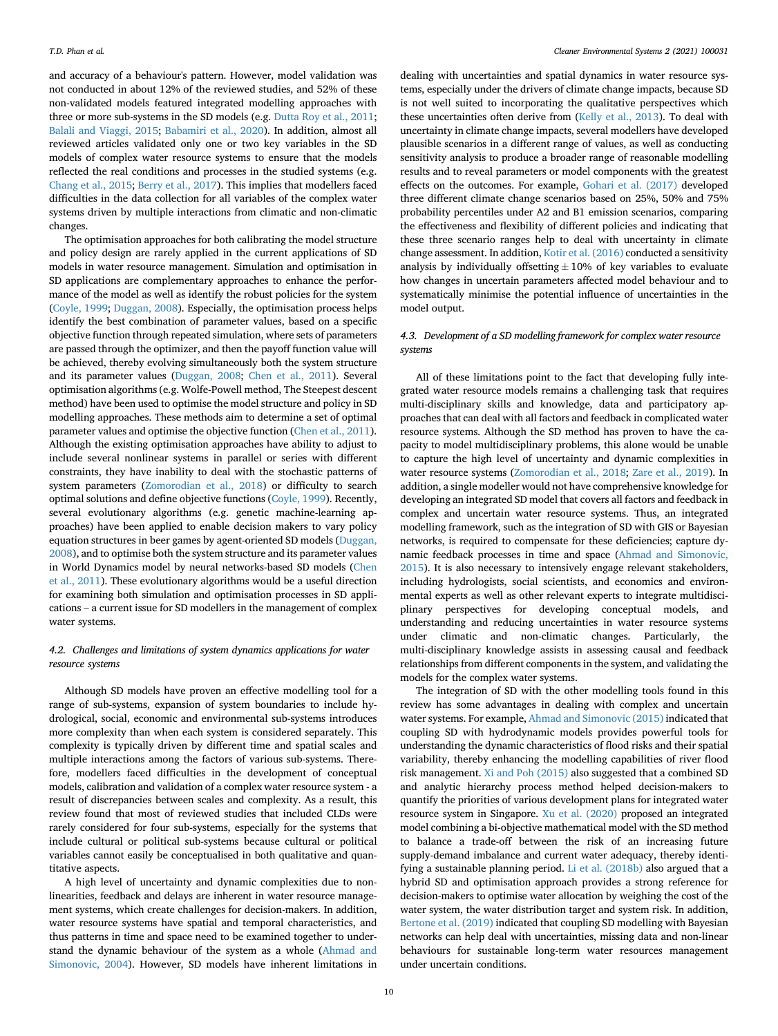and accuracy of a behaviour's pattern. However, model validation was not conducted in about 12% of the reviewed studies, and 52% of these non-validated models featured integrated modelling approaches with three or more sub-systems in the SD models (e.g. Dutta Roy et al., 2011; Balali and Viaggi, 2015; Babamiri et al., 2020). In addition, almost all reviewed articles validated only one or two key variables in the SD models of complex water resource systems to ensure that the models reflected the real conditions and processes in the studied systems (e.g. Chang et al., 2015; Berry et al., 2017). This implies that modellers faced difficulties in the data collection for all variables of the complex water systems driven by multiple interactions from climatic and non-climatic changes.

The optimisation approaches for both calibrating the model structure and policy design are rarely applied in the current applications of SD models in water resource management. Simulation and optimisation in SD applications are complementary approaches to enhance the performance of the model as well as identify the robust policies for the system (Coyle, 1999; Duggan, 2008). Especially, the optimisation process helps identify the best combination of parameter values, based on a specific objective function through repeated simulation, where sets of parameters are passed through the optimizer, and then the payoff function value will be achieved, thereby evolving simultaneously both the system structure and its parameter values (Duggan, 2008; Chen et al., 2011). Several optimisation algorithms (e.g. Wolfe-Powell method, The Steepest descent method) have been used to optimise the model structure and policy in SD modelling approaches. These methods aim to determine a set of optimal parameter values and optimise the objective function (Chen et al., 2011). Although the existing optimisation approaches have ability to adjust to include several nonlinear systems in parallel or series with different constraints, they have inability to deal with the stochastic patterns of system parameters (Zomorodian et al., 2018) or difficulty to search optimal solutions and define objective functions (Coyle, 1999). Recently, several evolutionary algorithms (e.g. genetic machine-learning approaches) have been applied to enable decision makers to vary policy equation structures in beer games by agent-oriented SD models (Duggan, 2008), and to optimise both the system structure and its parameter values in World Dynamics model by neural networks-based SD models (Chen et al., 2011). These evolutionary algorithms would be a useful direction for examining both simulation and optimisation processes in SD applications – a current issue for SD modellers in the management of complex water systems.

### 4.2. Challenges and limitations of system dynamics applications for water resource systems

Although SD models have proven an effective modelling tool for a range of sub-systems, expansion of system boundaries to include hydrological, social, economic and environmental sub-systems introduces more complexity than when each system is considered separately. This complexity is typically driven by different time and spatial scales and multiple interactions among the factors of various sub-systems. Therefore, modellers faced difficulties in the development of conceptual models, calibration and validation of a complex water resource system - a result of discrepancies between scales and complexity. As a result, this review found that most of reviewed studies that included CLDs were rarely considered for four sub-systems, especially for the systems that include cultural or political sub-systems because cultural or political variables cannot easily be conceptualised in both qualitative and quantitative aspects.

A high level of uncertainty and dynamic complexities due to non-linearities, feedback and delays are inherent in water resource management systems, which create challenges for decision-makers. In addition, water resource systems have spatial and temporal characteristics, and thus patterns in time and space need to be examined together to understand the dynamic behaviour of the system as a whole (Ahmad and Simonovic, 2004). However, SD models have inherent limitations in dealing with uncertainties and spatial dynamics in water resource systems, especially under the drivers of climate change impacts, because SD is not well suited to incorporating the qualitative perspectives which these uncertainties often derive from (Kelly et al., 2013). To deal with uncertainty in climate change impacts, several modellers have developed plausible scenarios in a different range of values, as well as conducting sensitivity analysis to produce a broader range of reasonable modelling results and to reveal parameters or model components with the greatest effects on the outcomes. For example, Gohari et al. (2017) developed three different climate change scenarios based on 25%, 50% and 75% probability percentiles under A2 and B1 emission scenarios, comparing the effectiveness and flexibility of different policies and indicating that these three scenario ranges help to deal with uncertainty in climate change assessment. In addition, Kotir et al. (2016) conducted a sensitivity analysis by individually offsetting $\pm$ 10% of key variables to evaluate how changes in uncertain parameters affected model behaviour and to systematically minimise the potential influence of uncertainties in the model output.

### 4.3. Development of a SD modelling framework for complex water resource systems

All of these limitations point to the fact that developing fully integrated water resource models remains a challenging task that requires multi-disciplinary skills and knowledge, data and participatory approaches that can deal with all factors and feedback in complicated water resource systems. Although the SD method has proven to have the capacity to model multidisciplinary problems, this alone would be unable to capture the high level of uncertainty and dynamic complexities in water resource systems (Zomorodian et al., 2018; Zare et al., 2019). In addition, a single modeller would not have comprehensive knowledge for developing an integrated SD model that covers all factors and feedback in complex and uncertain water resource systems. Thus, an integrated modelling framework, such as the integration of SD with GIS or Bayesian networks, is required to compensate for these deficiencies; capture dynamic feedback processes in time and space (Ahmad and Simonovic, 2015). It is also necessary to intensively engage relevant stakeholders, including hydrologists, social scientists, and economics and environmental experts as well as other relevant experts to integrate multidisciplinary perspectives for developing conceptual models, and understanding and reducing uncertainties in water resource systems under climatic and non-climatic changes. Particularly, the multi-disciplinary knowledge assists in assessing causal and feedback relationships from different components in the system, and validating the models for the complex water systems.

The integration of SD with the other modelling tools found in this review has some advantages in dealing with complex and uncertain water systems. For example, Ahmad and Simonovic (2015) indicated that coupling SD with hydrodynamic models provides powerful tools for understanding the dynamic characteristics of flood risks and their spatial variability, thereby enhancing the modelling capabilities of river flood risk management. Xi and Poh (2015) also suggested that a combined SD and analytic hierarchy process method helped decision-makers to quantify the priorities of various development plans for integrated water resource system in Singapore. Xu et al. (2020) proposed an integrated model combining a bi-objective mathematical model with the SD method to balance a trade-off between the risk of an increasing future supply-demand imbalance and current water adequacy, thereby identifying a sustainable planning period. Li et al. (2018b) also argued that a hybrid SD and optimisation approach provides a strong reference for decision-makers to optimise water allocation by weighing the cost of the water system, the water distribution target and system risk. In addition, Bertone et al. (2019) indicated that coupling SD modelling with Bayesian networks can help deal with uncertainties, missing data and non-linear behaviours for sustainable long-term water resources management under uncertain conditions.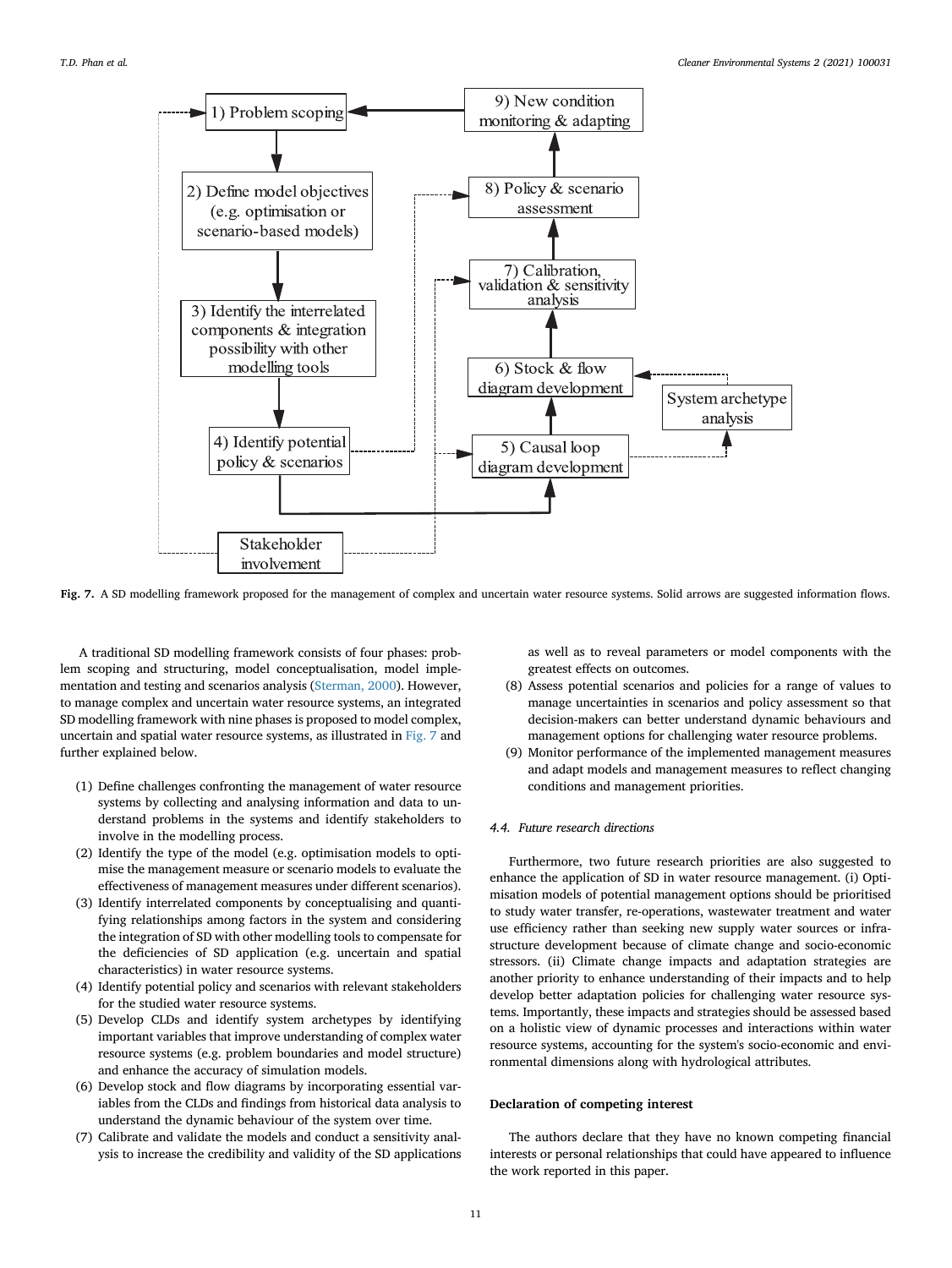Fig. 7. A SD modelling framework proposed for the management of complex and uncertain water resource systems. Solid arrows are suggested information flows.

A traditional SD modelling framework consists of four phases: problem scoping and structuring, model conceptualisation, model implementation and testing and scenarios analysis (Sterman, 2000). However, to manage complex and uncertain water resource systems, an integrated SD modelling framework with nine phases is proposed to model complex, uncertain and spatial water resource systems, as illustrated in Fig. 7 and further explained below.

(1) Define challenges confronting the management of water resource systems by collecting and analysing information and data to understand problems in the systems and identify stakeholders to involve in the modelling process.
(2) Identify the type of the model (e.g. optimisation models to optimise the management measure or scenario models to evaluate the effectiveness of management measures under different scenarios).
(3) Identify interrelated components by conceptualising and quantifying relationships among factors in the system and considering the integration of SD with other modelling tools to compensate for the deficiencies of SD application (e.g. uncertain and spatial characteristics) in water resource systems.
(4) Identify potential policy and scenarios with relevant stakeholders for the studied water resource systems.
(5) Develop CLDs and identify system archetypes by identifying important variables that improve understanding of complex water resource systems (e.g. problem boundaries and model structure) and enhance the accuracy of simulation models.
(6) Develop stock and flow diagrams by incorporating essential variables from the CLDs and findings from historical data analysis to understand the dynamic behaviour of the system over time.
(7) Calibrate and validate the models and conduct a sensitivity analysis to increase the credibility and validity of the SD applications as well as to reveal parameters or model components with the greatest effects on outcomes.
(8) Assess potential scenarios and policies for a range of values to manage uncertainties in scenarios and policy assessment so that decision-makers can better understand dynamic behaviours and management options for challenging water resource problems.
(9) Monitor performance of the implemented management measures and adapt models and management measures to reflect changing conditions and management priorities.

### 4.4. Future research directions

Furthermore, two future research priorities are also suggested to enhance the application of SD in water resource management. (i) Optimisation models of potential management options should be prioritised to study water transfer, re-operations, wastewater treatment and water use efficiency rather than seeking new supply water sources or infrastructure development because of climate change and socio-economic stressors. (ii) Climate change impacts and adaptation strategies are another priority to enhance understanding of their impacts and to help develop better adaptation policies for challenging water resource systems. Importantly, these impacts and strategies should be assessed based on a holistic view of dynamic processes and interactions within water resource systems, accounting for the system's socio-economic and environmental dimensions along with hydrological attributes.

## Declaration of competing interest

The authors declare that they have no known competing financial interests or personal relationships that could have appeared to influence the work reported in this paper.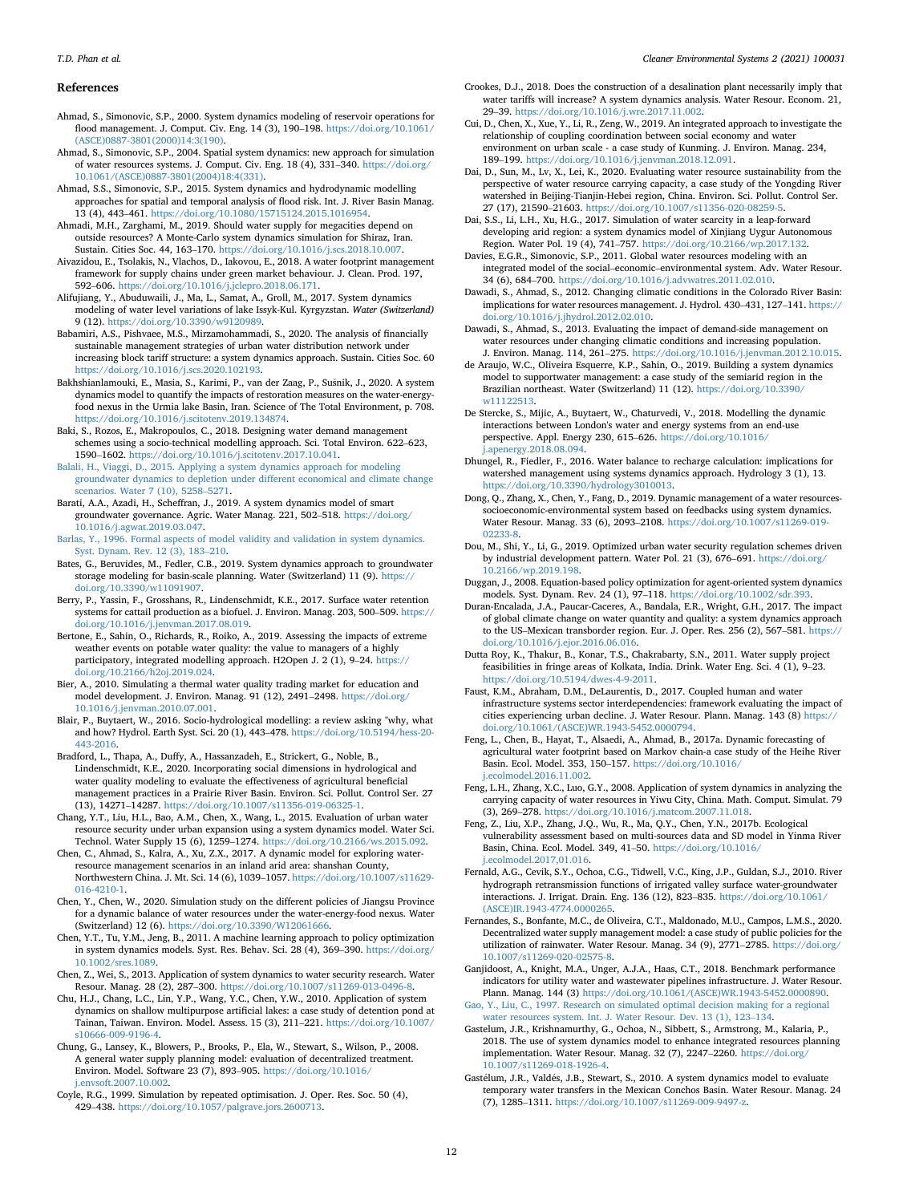## References

Ahmad, S., Simonovic, S.P., 2000. System dynamics modeling of reservoir operations for flood management. J. Comput. Civ. Eng. 14 (3), 190–198. https://doi.org/10.1061/(ASCE)0887-3801(2000)14:3(190).

Ahmad, S., Simonovic, S.P., 2004. Spatial system dynamics: new approach for simulation of water resources systems. J. Comput. Civ. Eng. 18 (4), 331–340. https://doi.org/10.1061/(ASCE)0887-3801(2004)18:4(331).

Ahmad, S.S., Simonovic, S.P., 2015. System dynamics and hydrodynamic modelling approaches for spatial and temporal analysis of flood risk. Int. J. River Basin Manag. 13 (4), 443–461. https://doi.org/10.1080/15715124.2015.1016954.

Ahmadi, M.H., Zarghami, M., 2019. Should water supply for megacities depend on outside resources? A Monte-Carlo system dynamics simulation for Shiraz, Iran. Sustain. Cities Soc. 44, 163–170. https://doi.org/10.1016/j.scs.2018.10.007.

Aivazidou, E., Tsolakis, N., Vlachos, D., Iakovou, E., 2018. A water footprint management framework for supply chains under green market behaviour. J. Clean. Prod. 197, 592–606. https://doi.org/10.1016/j.jclepro.2018.06.171.

Alifujiang, Y., Abuduwaili, J., Ma, L., Samat, A., Groll, M., 2017. System dynamics modeling of water level variations of lake Issyk-Kul. Kyrgyzstan. *Water (Switzerland)* 9 (12). https://doi.org/10.3390/w9120989.

Babamiri, A.S., Pishvaee, M.S., Mirzamohammadi, S., 2020. The analysis of financially sustainable management strategies of urban water distribution network under increasing block tariff structure: a system dynamics approach. Sustain. Cities Soc. 60 https://doi.org/10.1016/j.scs.2020.102193.

Bakhshianlamouki, E., Masia, S., Karimi, P., van der Zaag, P., Sušnik, J., 2020. A system dynamics model to quantify the impacts of restoration measures on the water-energy-food nexus in the Urmia lake Basin, Iran. Science of The Total Environment, p. 708. https://doi.org/10.1016/j.scitotenv.2019.134874.

Baki, S., Rozos, E., Makropoulos, C., 2018. Designing water demand management schemes using a socio-technical modelling approach. Sci. Total Environ. 622–623, 1590–1602. https://doi.org/10.1016/j.scitotenv.2017.10.041.

Balali, H., Viaggi, D., 2015. Applying a system dynamics approach for modeling groundwater dynamics to depletion under different economical and climate change scenarios. Water 7 (10), 5258–5271.

Barati, A.A., Azadi, H., Scheffran, J., 2019. A system dynamics model of smart groundwater governance. Agric. Water Manag. 221, 502–518. https://doi.org/10.1016/j.agwat.2019.03.047.

Barlas, Y., 1996. Formal aspects of model validity and validation in system dynamics. Syst. Dynam. Rev. 12 (3), 183–210.

Bates, G., Beruvides, M., Fedler, C.B., 2019. System dynamics approach to groundwater storage modeling for basin-scale planning. Water (Switzerland) 11 (9). https://doi.org/10.3390/w11091907.

Berry, P., Yassin, F., Grosshans, R., Lindenschmidt, K.E., 2017. Surface water retention systems for cattail production as a biofuel. J. Environ. Manag. 203, 500–509. https://doi.org/10.1016/j.jenvman.2017.08.019.

Bertone, E., Sahin, O., Richards, R., Roiko, A., 2019. Assessing the impacts of extreme weather events on potable water quality: the value to managers of a highly participatory, integrated modelling approach. H2Open J. 2 (1), 9–24. https://doi.org/10.2166/h2oj.2019.024.

Bier, A., 2010. Simulating a thermal water quality trading market for education and model development. J. Environ. Manag. 91 (12), 2491–2498. https://doi.org/10.1016/j.jenvman.2010.07.001.

Blair, P., Buytaert, W., 2016. Socio-hydrological modelling: a review asking "why, what and how? Hydrol. Earth Syst. Sci. 20 (1), 443–478. https://doi.org/10.5194/hess-20-443-2016.

Bradford, L., Thapa, A., Duffy, A., Hassanzadeh, E., Strickert, G., Noble, B., Lindenschmidt, K.E., 2020. Incorporating social dimensions in hydrological and water quality modeling to evaluate the effectiveness of agricultural beneficial management practices in a Prairie River Basin. Environ. Sci. Pollut. Control Ser. 27 (13), 14271–14287. https://doi.org/10.1007/s11356-019-06325-1.

Chang, Y.T., Liu, H.L., Bao, A.M., Chen, X., Wang, L., 2015. Evaluation of urban water resource security under urban expansion using a system dynamics model. Water Sci. Technol. Water Supply 15 (6), 1259–1274. https://doi.org/10.2166/ws.2015.092.

Chen, C., Ahmad, S., Kalra, A., Xu, Z.X., 2017. A dynamic model for exploring water-resource management scenarios in an inland arid area: shanshan County, Northwestern China. J. Mt. Sci. 14 (6), 1039–1057. https://doi.org/10.1007/s11629-016-4210-1.

Chen, Y., Chen, W., 2020. Simulation study on the different policies of Jiangsu Province for a dynamic balance of water resources under the water-energy-food nexus. Water (Switzerland) 12 (6). https://doi.org/10.3390/W12061666.

Chen, Y.T., Tu, Y.M., Jeng, B., 2011. A machine learning approach to policy optimization in system dynamics models. Syst. Res. Behav. Sci. 28 (4), 369–390. https://doi.org/10.1002/sres.1089.

Chen, Z., Wei, S., 2013. Application of system dynamics to water security research. Water Resour. Manag. 28 (2), 287–300. https://doi.org/10.1007/s11269-013-0496-8.

Chu, H.J., Chang, L.C., Lin, Y.P., Wang, Y.C., Chen, Y.W., 2010. Application of system dynamics on shallow multipurpose artificial lakes: a case study of detention pond at Tainan, Taiwan. Environ. Model. Assess. 15 (3), 211–221. https://doi.org/10.1007/s10666-009-9196-4.

Chung, G., Lansey, K., Blowers, P., Brooks, P., Ela, W., Stewart, S., Wilson, P., 2008. A general water supply planning model: evaluation of decentralized treatment. Environ. Model. Software 23 (7), 893–905. https://doi.org/10.1016/j.envsoft.2007.10.002.

Coyle, R.G., 1999. Simulation by repeated optimisation. J. Oper. Res. Soc. 50 (4), 429–438. https://doi.org/10.1057/palgrave.jors.2600713.

Crookes, D.J., 2018. Does the construction of a desalination plant necessarily imply that water tariffs will increase? A system dynamics analysis. Water Resour. Econom. 21, 29–39. https://doi.org/10.1016/j.wre.2017.11.002.

Cui, D., Chen, X., Xue, Y., Li, R., Zeng, W., 2019. An integrated approach to investigate the relationship of coupling coordination between social economy and water environment on urban scale - a case study of Kunming. J. Environ. Manag. 234, 189–199. https://doi.org/10.1016/j.jenvman.2018.12.091.

Dai, D., Sun, M., Lv, X., Lei, K., 2020. Evaluating water resource sustainability from the perspective of water resource carrying capacity, a case study of the Yongding River watershed in Beijing-Tianjin-Hebei region, China. Environ. Sci. Pollut. Control Ser. 27 (17), 21590–21603. https://doi.org/10.1007/s11356-020-08259-5.

Dai, S.S., Li, L.H., Xu, H.G., 2017. Simulation of water scarcity in a leap-forward developing arid region: a system dynamics model of Xinjiang Uygur Autonomous Region. Water Pol. 19 (4), 741–757. https://doi.org/10.2166/wp.2017.132.

Davies, E.G.R., Simonovic, S.P., 2011. Global water resources modeling with an integrated model of the social–economic–environmental system. Adv. Water Resour. 34 (6), 684–700. https://doi.org/10.1016/j.advwatres.2011.02.010.

Dawadi, S., Ahmad, S., 2012. Changing climatic conditions in the Colorado River Basin: implications for water resources management. J. Hydrol. 430–431, 127–141. https://doi.org/10.1016/j.jhydrol.2012.02.010.

Dawadi, S., Ahmad, S., 2013. Evaluating the impact of demand-side management on water resources under changing climatic conditions and increasing population. J. Environ. Manag. 114, 261–275. https://doi.org/10.1016/j.jenvman.2012.10.015.

de Araujo, W.C., Oliveira Esquerre, K.P., Sahin, O., 2019. Building a system dynamics model to supportwater management: a case study of the semiarid region in the Brazilian northeast. Water (Switzerland) 11 (12). https://doi.org/10.3390/w11122513.

De Stercke, S., Mijic, A., Buytaert, W., Chaturvedi, V., 2018. Modelling the dynamic interactions between London's water and energy systems from an end-use perspective. Appl. Energy 230, 615–626. https://doi.org/10.1016/j.apenergy.2018.08.094.

Dhungel, R., Fiedler, F., 2016. Water balance to recharge calculation: implications for watershed management using systems dynamics approach. Hydrology 3 (1), 13. https://doi.org/10.3390/hydrology3010013.

Dong, Q., Zhang, X., Chen, Y., Fang, D., 2019. Dynamic management of a water resources-socioeconomic-environmental system based on feedbacks using system dynamics. Water Resour. Manag. 33 (6), 2093–2108. https://doi.org/10.1007/s11269-019-02233-8.

Dou, M., Shi, Y., Li, G., 2019. Optimized urban water security regulation schemes driven by industrial development pattern. Water Pol. 21 (3), 676–691. https://doi.org/10.2166/wp.2019.198.

Duggan, J., 2008. Equation-based policy optimization for agent-oriented system dynamics models. Syst. Dynam. Rev. 24 (1), 97–118. https://doi.org/10.1002/sdr.393.

Duran-Encalada, J.A., Paucar-Caceres, A., Bandala, E.R., Wright, G.H., 2017. The impact of global climate change on water quantity and quality: a system dynamics approach to the US–Mexican transborder region. Eur. J. Oper. Res. 256 (2), 567–581. https://doi.org/10.1016/j.ejor.2016.06.016.

Dutta Roy, K., Thakur, B., Konar, T.S., Chakrabarty, S.N., 2011. Water supply project feasibilities in fringe areas of Kolkata, India. Drink. Water Eng. Sci. 4 (1), 9–23. https://doi.org/10.5194/dwes-4-9-2011.

Faust, K.M., Abraham, D.M., DeLaurentis, D., 2017. Coupled human and water infrastructure systems sector interdependencies: framework evaluating the impact of cities experiencing urban decline. J. Water Resour. Plann. Manag. 143 (8) https://doi.org/10.1061/(ASCE)WR.1943-5452.0000794.

Feng, L., Chen, B., Hayat, T., Alsaedi, A., Ahmad, B., 2017a. Dynamic forecasting of agricultural water footprint based on Markov chain-a case study of the Heihe River Basin. Ecol. Model. 353, 150–157. https://doi.org/10.1016/j.ecolmodel.2016.11.002.

Feng, L.H., Zhang, X.C., Luo, G.Y., 2008. Application of system dynamics in analyzing the carrying capacity of water resources in Yiwu City, China. Math. Comput. Simulat. 79 (3), 269–278. https://doi.org/10.1016/j.matcom.2007.11.018.

Feng, Z., Liu, X.P., Zhang, J.Q., Wu, R., Ma, Q.Y., Chen, Y.N., 2017b. Ecological vulnerability assessment based on multi-sources data and SD model in Yinma River Basin, China. Ecol. Model. 349, 41–50. https://doi.org/10.1016/j.ecolmodel.2017.01.016.

Fernald, A.G., Cevik, S.Y., Ochoa, C.G., Tidwell, V.C., King, J.P., Guldan, S.J., 2010. River hydrograph retransmission functions of irrigated valley surface water-groundwater interactions. J. Irrigat. Drain. Eng. 136 (12), 823–835. https://doi.org/10.1061/(ASCE)IR.1943-4774.0000265.

Fernandes, S., Bonfante, M.C., de Oliveira, C.T., Maldonado, M.U., Campos, L.M.S., 2020. Decentralized water supply management model: a case study of public policies for the utilization of rainwater. Water Resour. Manag. 34 (9), 2771–2785. https://doi.org/10.1007/s11269-020-02575-8.

Ganjidoost, A., Knight, M.A., Unger, A.J.A., Haas, C.T., 2018. Benchmark performance indicators for utility water and wastewater pipelines infrastructure. J. Water Resour. Plann. Manag. 144 (3) https://doi.org/10.1061/(ASCE)WR.1943-5452.0000890.

Gao, Y., Liu, C., 1997. Research on simulated optimal decision making for a regional water resources system. Int. J. Water Resour. Dev. 13 (1), 123–134.

Gastelum, J.R., Krishnamurthy, G., Ochoa, N., Sibbett, S., Armstrong, M., Kalaria, P., 2018. The use of system dynamics model to enhance integrated resources planning implementation. Water Resour. Manag. 32 (7), 2247–2260. https://doi.org/10.1007/s11269-018-1926-4.

Gastélum, J.R., Valdés, J.B., Stewart, S., 2010. A system dynamics model to evaluate temporary water transfers in the Mexican Conchos Basin. Water Resour. Manag. 24 (7), 1285–1311. https://doi.org/10.1007/s11269-009-9497-z.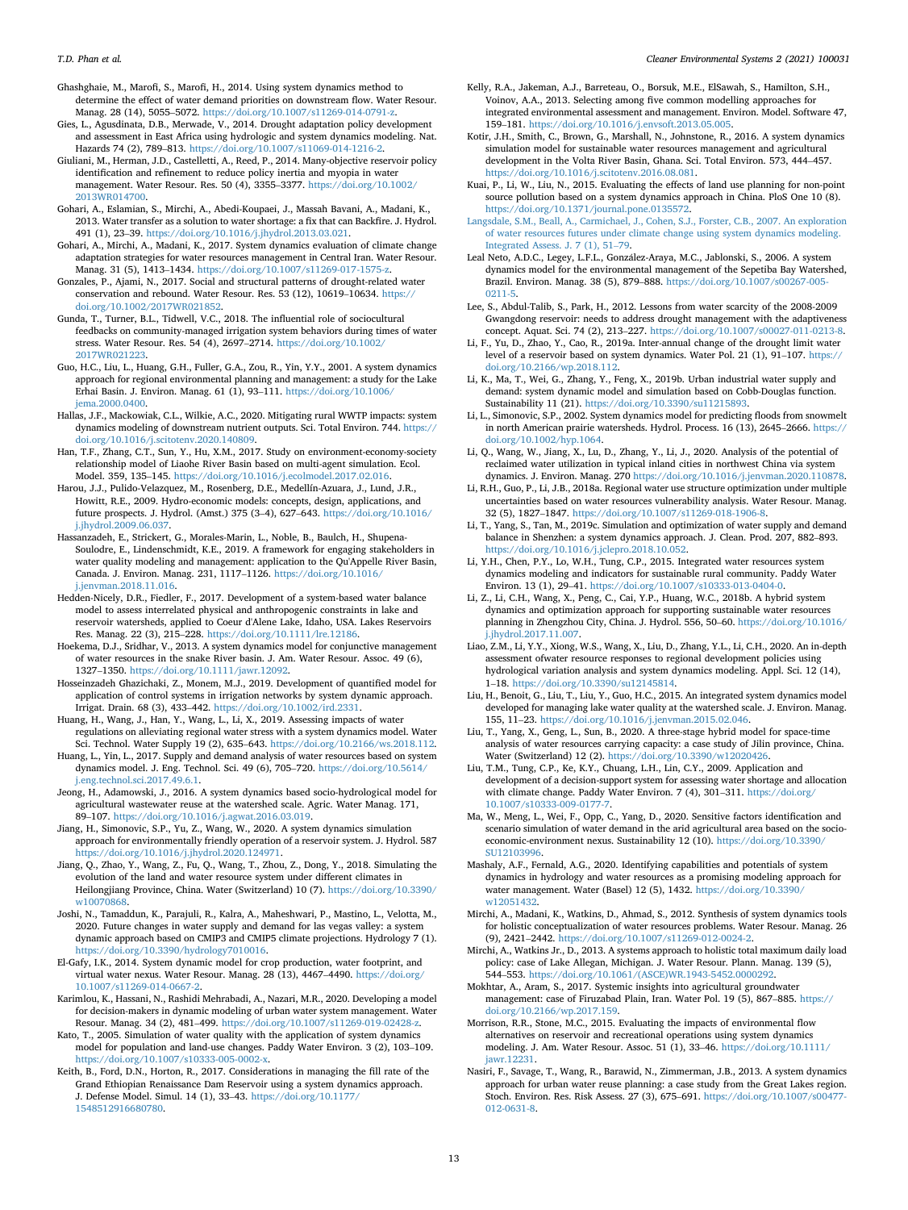Ghashghaie, M., Marofi, S., Marofi, H., 2014. Using system dynamics method to determine the effect of water demand priorities on downstream flow. Water Resour. Manag. 28 (14), 5055–5072. https://doi.org/10.1007/s11269-014-0791-z.

Gies, L., Agusdinata, D.B., Merwade, V., 2014. Drought adaptation policy development and assessment in East Africa using hydrologic and system dynamics modeling. Nat. Hazards 74 (2), 789–813. https://doi.org/10.1007/s11069-014-1216-2.

Giuliani, M., Herman, J.D., Castelletti, A., Reed, P., 2014. Many-objective reservoir policy identification and refinement to reduce policy inertia and myopia in water management. Water Resour. Res. 50 (4), 3355–3377. https://doi.org/10.1002/2013WR014700.

Gohari, A., Eslamian, S., Mirchi, A., Abedi-Koupaei, J., Massah Bavani, A., Madani, K., 2013. Water transfer as a solution to water shortage: a fix that can Backfire. J. Hydrol. 491 (1), 23–39. https://doi.org/10.1016/j.jhydrol.2013.03.021.

Gohari, A., Mirchi, A., Madani, K., 2017. System dynamics evaluation of climate change adaptation strategies for water resources management in Central Iran. Water Resour. Manag. 31 (5), 1413–1434. https://doi.org/10.1007/s11269-017-1575-z.

Gonzales, P., Ajami, N., 2017. Social and structural patterns of drought-related water conservation and rebound. Water Resour. Res. 53 (12), 10619–10634. https://doi.org/10.1002/2017WR021852.

Gunda, T., Turner, B.L., Tidwell, V.C., 2018. The influential role of sociocultural feedbacks on community-managed irrigation system behaviors during times of water stress. Water Resour. Res. 54 (4), 2697–2714. https://doi.org/10.1002/2017WR021223.

Guo, H.C., Liu, L., Huang, G.H., Fuller, G.A., Zou, R., Yin, Y.Y., 2001. A system dynamics approach for regional environmental planning and management: a study for the Lake Erhai Basin. J. Environ. Manag. 61 (1), 93–111. https://doi.org/10.1006/jema.2000.0400.

Hallas, J.F., Mackowiak, C.L., Wilkie, A.C., 2020. Mitigating rural WWTP impacts: system dynamics modeling of downstream nutrient outputs. Sci. Total Environ. 744. https://doi.org/10.1016/j.scitotenv.2020.140809.

Han, T.F., Zhang, C.T., Sun, Y., Hu, X.M., 2017. Study on environment-economy-society relationship model of Liaohe River Basin based on multi-agent simulation. Ecol. Model. 359, 135–145. https://doi.org/10.1016/j.ecolmodel.2017.02.016.

Harou, J.J., Pulido-Velazquez, M., Rosenberg, D.E., Medellín-Azuara, J., Lund, J.R., Howitt, R.E., 2009. Hydro-economic models: concepts, design, applications, and future prospects. J. Hydrol. (Amst.) 375 (3–4), 627–643. https://doi.org/10.1016/j.jhydrol.2009.06.037.

Hassanzadeh, E., Strickert, G., Morales-Marin, L., Noble, B., Baulch, H., Shupena-Soulodre, E., Lindenschmidt, K.E., 2019. A framework for engaging stakeholders in water quality modeling and management: application to the Qu'Appelle River Basin, Canada. J. Environ. Manag. 231, 1117–1126. https://doi.org/10.1016/j.jenvman.2018.11.016.

Hedden-Nicely, D.R., Fiedler, F., 2017. Development of a system-based water balance model to assess interrelated physical and anthropogenic constraints in lake and reservoir watersheds, applied to Coeur d'Alene Lake, Idaho, USA. Lakes Reservoirs Res. Manag. 22 (3), 215–228. https://doi.org/10.1111/lre.12186.

Hoekema, D.J., Sridhar, V., 2013. A system dynamics model for conjunctive management of water resources in the snake River basin. J. Am. Water Resour. Assoc. 49 (6), 1327–1350. https://doi.org/10.1111/jawr.12092.

Hosseinzadeh Ghazichaki, Z., Monem, M.J., 2019. Development of quantified model for application of control systems in irrigation networks by system dynamic approach. Irrigat. Drain. 68 (3), 433–442. https://doi.org/10.1002/ird.2331.

Huang, H., Wang, J., Han, Y., Wang, L., Li, X., 2019. Assessing impacts of water regulations on alleviating regional water stress with a system dynamics model. Water Sci. Technol. Water Supply 19 (2), 635–643. https://doi.org/10.2166/ws.2018.112.

Huang, L., Yin, L., 2017. Supply and demand analysis of water resources based on system dynamics model. J. Eng. Technol. Sci. 49 (6), 705–720. https://doi.org/10.5614/j.eng.technol.sci.2017.49.6.1.

Jeong, H., Adamowski, J., 2016. A system dynamics based socio-hydrological model for agricultural wastewater reuse at the watershed scale. Agric. Water Manag. 171, 89–107. https://doi.org/10.1016/j.agwat.2016.03.019.

Jiang, H., Simonovic, S.P., Yu, Z., Wang, W., 2020. A system dynamics simulation approach for environmentally friendly operation of a reservoir system. J. Hydrol. 587 https://doi.org/10.1016/j.jhydrol.2020.124971.

Jiang, Q., Zhao, Y., Wang, Z., Fu, Q., Wang, T., Zhou, Z., Dong, Y., 2018. Simulating the evolution of the land and water resource system under different climates in Heilongjiang Province, China. Water (Switzerland) 10 (7). https://doi.org/10.3390/w10070868.

Joshi, N., Tamaddun, K., Parajuli, R., Kalra, A., Maheshwari, P., Mastino, L., Velotta, M., 2020. Future changes in water supply and demand for las vegas valley: a system dynamic approach based on CMIP3 and CMIP5 climate projections. Hydrology 7 (1). https://doi.org/10.3390/hydrology7010016.

El-Gafy, I.K., 2014. System dynamic model for crop production, water footprint, and virtual water nexus. Water Resour. Manag. 28 (13), 4467–4490. https://doi.org/10.1007/s11269-014-0667-2.

Karimlou, K., Hassani, N., Rashidi Mehrabadi, A., Nazari, M.R., 2020. Developing a model for decision-makers in dynamic modeling of urban water system management. Water Resour. Manag. 34 (2), 481–499. https://doi.org/10.1007/s11269-019-02428-z.

Kato, T., 2005. Simulation of water quality with the application of system dynamics model for population and land-use changes. Paddy Water Environ. 3 (2), 103–109. https://doi.org/10.1007/s10333-005-0002-x.

Keith, B., Ford, D.N., Horton, R., 2017. Considerations in managing the fill rate of the Grand Ethiopian Renaissance Dam Reservoir using a system dynamics approach. J. Defense Model. Simul. 14 (1), 33–43. https://doi.org/10.1177/1548512916680780.

Kelly, R.A., Jakeman, A.J., Barreteau, O., Borsuk, M.E., ElSawah, S., Hamilton, S.H., Voinov, A.A., 2013. Selecting among five common modelling approaches for integrated environmental assessment and management. Environ. Model. Software 47, 159–181. https://doi.org/10.1016/j.envsoft.2013.05.005.

Kotir, J.H., Smith, C., Brown, G., Marshall, N., Johnstone, R., 2016. A system dynamics simulation model for sustainable water resources management and agricultural development in the Volta River Basin, Ghana. Sci. Total Environ. 573, 444–457. https://doi.org/10.1016/j.scitotenv.2016.08.081.

Kuai, P., Li, W., Liu, N., 2015. Evaluating the effects of land use planning for non-point source pollution based on a system dynamics approach in China. PloS One 10 (8). https://doi.org/10.1371/journal.pone.0135572.

Langsdale, S.M., Beall, A., Carmichael, J., Cohen, S.J., Forster, C.B., 2007. An exploration of water resources futures under climate change using system dynamics modeling. Integrated Assess. J. 7 (1), 51–79.

Leal Neto, A.D.C., Legey, L.F.L., González-Araya, M.C., Jablonski, S., 2006. A system dynamics model for the environmental management of the Sepetiba Bay Watershed, Brazil. Environ. Manag. 38 (5), 879–888. https://doi.org/10.1007/s00267-005-0211-5.

Lee, S., Abdul-Talib, S., Park, H., 2012. Lessons from water scarcity of the 2008-2009 Gwangdong reservoir: needs to address drought management with the adaptiveness concept. Aquat. Sci. 74 (2), 213–227. https://doi.org/10.1007/s00027-011-0213-8.

Li, F., Yu, D., Zhao, Y., Cao, R., 2019a. Inter-annual change of the drought limit water level of a reservoir based on system dynamics. Water Pol. 21 (1), 91–107. https://doi.org/10.2166/wp.2018.112.

Li, K., Ma, T., Wei, G., Zhang, Y., Feng, X., 2019b. Urban industrial water supply and demand: system dynamic model and simulation based on Cobb-Douglas function. Sustainability 11 (21). https://doi.org/10.3390/su11215893.

Li, L., Simonovic, S.P., 2002. System dynamics model for predicting floods from snowmelt in north American prairie watersheds. Hydrol. Process. 16 (13), 2645–2666. https://doi.org/10.1002/hyp.1064.

Li, Q., Wang, W., Jiang, X., Lu, D., Zhang, Y., Li, J., 2020. Analysis of the potential of reclaimed water utilization in typical inland cities in northwest China via system dynamics. J. Environ. Manag. 270 https://doi.org/10.1016/j.jenvman.2020.110878.

Li, R.H., Guo, P., Li, J.B., 2018a. Regional water use structure optimization under multiple uncertainties based on water resources vulnerability analysis. Water Resour. Manag. 32 (5), 1827–1847. https://doi.org/10.1007/s11269-018-1906-8.

Li, T., Yang, S., Tan, M., 2019c. Simulation and optimization of water supply and demand balance in Shenzhen: a system dynamics approach. J. Clean. Prod. 207, 882–893. https://doi.org/10.1016/j.jclepro.2018.10.052.

Li, Y.H., Chen, P.Y., Lo, W.H., Tung, C.P., 2015. Integrated water resources system dynamics modeling and indicators for sustainable rural community. Paddy Water Environ. 13 (1), 29–41. https://doi.org/10.1007/s10333-013-0404-0.

Li, Z., Li, C.H., Wang, X., Peng, C., Cai, Y.P., Huang, W.C., 2018b. A hybrid system dynamics and optimization approach for supporting sustainable water resources planning in Zhengzhou City, China. J. Hydrol. 556, 50–60. https://doi.org/10.1016/j.jhydrol.2017.11.007.

Liao, Z.M., Li, Y.Y., Xiong, W.S., Wang, X., Liu, D., Zhang, Y.L., Li, C.H., 2020. An in-depth assessment ofwater resource responses to regional development policies using hydrological variation analysis and system dynamics modeling. Appl. Sci. 12 (14), 1–18. https://doi.org/10.3390/su12145814.

Liu, H., Benoit, G., Liu, T., Liu, Y., Guo, H.C., 2015. An integrated system dynamics model developed for managing lake water quality at the watershed scale. J. Environ. Manag. 155, 11–23. https://doi.org/10.1016/j.jenvman.2015.02.046.

Liu, T., Yang, X., Geng, L., Sun, B., 2020. A three-stage hybrid model for space-time analysis of water resources carrying capacity: a case study of Jilin province, China. Water (Switzerland) 12 (2). https://doi.org/10.3390/w12020426.

Liu, T.M., Tung, C.P., Ke, K.Y., Chuang, L.H., Lin, C.Y., 2009. Application and development of a decision-support system for assessing water shortage and allocation with climate change. Paddy Water Environ. 7 (4), 301–311. https://doi.org/10.1007/s10333-009-0177-7.

Ma, W., Meng, L., Wei, F., Opp, C., Yang, D., 2020. Sensitive factors identification and scenario simulation of water demand in the arid agricultural area based on the socio-economic-environment nexus. Sustainability 12 (10). https://doi.org/10.3390/SU12103996.

Mashaly, A.F., Fernald, A.G., 2020. Identifying capabilities and potentials of system dynamics in hydrology and water resources as a promising modeling approach for water management. Water (Basel) 12 (5), 1432. https://doi.org/10.3390/w12051432.

Mirchi, A., Madani, K., Watkins, D., Ahmad, S., 2012. Synthesis of system dynamics tools for holistic conceptualization of water resources problems. Water Resour. Manag. 26 (9), 2421–2442. https://doi.org/10.1007/s11269-012-0024-2.

Mirchi, A., Watkins Jr., D., 2013. A systems approach to holistic total maximum daily load policy: case of Lake Allegan, Michigan. J. Water Resour. Plann. Manag. 139 (5), 544–553. https://doi.org/10.1061/(ASCE)WR.1943-5452.0000292.

Mokhtar, A., Aram, S., 2017. Systemic insights into agricultural groundwater management: case of Firuzabad Plain, Iran. Water Pol. 19 (5), 867–885. https://doi.org/10.2166/wp.2017.159.

Morrison, R.R., Stone, M.C., 2015. Evaluating the impacts of environmental flow alternatives on reservoir and recreational operations using system dynamics modeling. J. Am. Water Resour. Assoc. 51 (1), 33–46. https://doi.org/10.1111/jawr.12231.

Nasiri, F., Savage, T., Wang, R., Barawid, N., Zimmerman, J.B., 2013. A system dynamics approach for urban water reuse planning: a case study from the Great Lakes region. Stoch. Environ. Res. Risk Assess. 27 (3), 675–691. https://doi.org/10.1007/s00477-012-0631-8.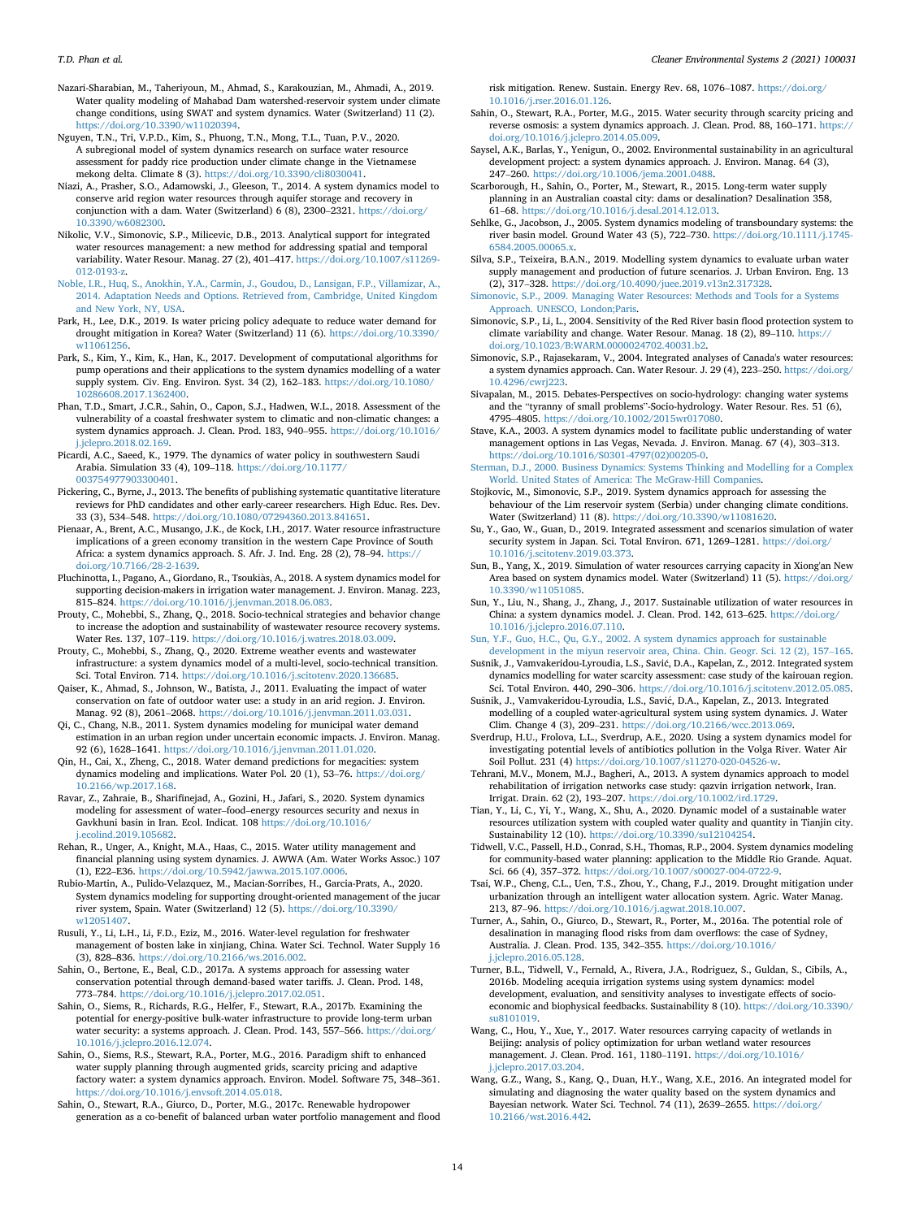Nazari-Sharabian, M., Taheriyoun, M., Ahmad, S., Karakouzian, M., Ahmadi, A., 2019. Water quality modeling of Mahabad Dam watershed-reservoir system under climate change conditions, using SWAT and system dynamics. Water (Switzerland) 11 (2). https://doi.org/10.3390/w11020394.

Nguyen, T.N., Tri, V.P.D., Kim, S., Phuong, T.N., Mong, T.L., Tuan, P.V., 2020. A subregional model of system dynamics research on surface water resource assessment for paddy rice production under climate change in the Vietnamese mekong delta. Climate 8 (3). https://doi.org/10.3390/cli8030041.

Niazi, A., Prasher, S.O., Adamowski, J., Gleeson, T., 2014. A system dynamics model to conserve arid region water resources through aquifer storage and recovery in conjunction with a dam. Water (Switzerland) 6 (8), 2300–2321. https://doi.org/10.3390/w6082300.

Nikolic, V.V., Simonovic, S.P., Milicevic, D.B., 2013. Analytical support for integrated water resources management: a new method for addressing spatial and temporal variability. Water Resour. Manag. 27 (2), 401–417. https://doi.org/10.1007/s11269-012-0193-z.

Noble, I.R., Huq, S., Anokhin, Y.A., Carmin, J., Goudou, D., Lansigan, F.P., Villamizar, A., 2014. Adaptation Needs and Options. Retrieved from, Cambridge, United Kingdom and New York, NY, USA.

Park, H., Lee, D.K., 2019. Is water pricing policy adequate to reduce water demand for drought mitigation in Korea? Water (Switzerland) 11 (6). https://doi.org/10.3390/w11061256.

Park, S., Kim, Y., Kim, K., Han, K., 2017. Development of computational algorithms for pump operations and their applications to the system dynamics modelling of a water supply system. Civ. Eng. Environ. Syst. 34 (2), 162–183. https://doi.org/10.1080/10286608.2017.1362400.

Phan, T.D., Smart, J.C.R., Sahin, O., Capon, S.J., Hadwen, W.L., 2018. Assessment of the vulnerability of a coastal freshwater system to climatic and non-climatic changes: a system dynamics approach. J. Clean. Prod. 183, 940–955. https://doi.org/10.1016/j.jclepro.2018.02.169.

Picardi, A.C., Saeed, K., 1979. The dynamics of water policy in southwestern Saudi Arabia. Simulation 33 (4), 109–118. https://doi.org/10.1177/003754977903300401.

Pickering, C., Byrne, J., 2013. The benefits of publishing systematic quantitative literature reviews for PhD candidates and other early-career researchers. High Educ. Res. Dev. 33 (3), 534–548. https://doi.org/10.1080/07294360.2013.841651.

Pienaar, A., Brent, A.C., Musango, J.K., de Kock, I.H., 2017. Water resource infrastructure implications of a green economy transition in the western Cape Province of South Africa: a system dynamics approach. S. Afr. J. Ind. Eng. 28 (2), 78–94. https://doi.org/10.7166/28-2-1639.

Pluchinotta, I., Pagano, A., Giordano, R., Tsoukiàs, A., 2018. A system dynamics model for supporting decision-makers in irrigation water management. J. Environ. Manag. 223, 815–824. https://doi.org/10.1016/j.jenvman.2018.06.083.

Prouty, C., Mohebbi, S., Zhang, Q., 2018. Socio-technical strategies and behavior change to increase the adoption and sustainability of wastewater resource recovery systems. Water Res. 137, 107–119. https://doi.org/10.1016/j.watres.2018.03.009.

Prouty, C., Mohebbi, S., Zhang, Q., 2020. Extreme weather events and wastewater infrastructure: a system dynamics model of a multi-level, socio-technical transition. Sci. Total Environ. 714. https://doi.org/10.1016/j.scitotenv.2020.136685.

Qaiser, K., Ahmad, S., Johnson, W., Batista, J., 2011. Evaluating the impact of water conservation on fate of outdoor water use: a study in an arid region. J. Environ. Manag. 92 (8), 2061–2068. https://doi.org/10.1016/j.jenvman.2011.03.031.

Qi, C., Chang, N.B., 2011. System dynamics modeling for municipal water demand estimation in an urban region under uncertain economic impacts. J. Environ. Manag. 92 (6), 1628–1641. https://doi.org/10.1016/j.jenvman.2011.01.020.

Qin, H., Cai, X., Zheng, C., 2018. Water demand predictions for megacities: system dynamics modeling and implications. Water Pol. 20 (1), 53–76. https://doi.org/10.2166/wp.2017.168.

Ravar, Z., Zahraie, B., Sharifinejad, A., Gozini, H., Jafari, S., 2020. System dynamics modeling for assessment of water–food–energy resources security and nexus in Gavkhuni basin in Iran. Ecol. Indicat. 108 https://doi.org/10.1016/j.ecolind.2019.105682.

Rehan, R., Unger, A., Knight, M.A., Haas, C., 2015. Water utility management and financial planning using system dynamics. J. AWWA (Am. Water Works Assoc.) 107 (1), E22–E36. https://doi.org/10.5942/jawwa.2015.107.0006.

Rubio-Martin, A., Pulido-Velazquez, M., Macian-Sorribes, H., Garcia-Prats, A., 2020. System dynamics modeling for supporting drought-oriented management of the jucar river system, Spain. Water (Switzerland) 12 (5). https://doi.org/10.3390/w12051407.

Rusuli, Y., Li, L.H., Li, F.D., Eziz, M., 2016. Water-level regulation for freshwater management of bosten lake in xinjiang, China. Water Sci. Technol. Water Supply 16 (3), 828–836. https://doi.org/10.2166/ws.2016.002.

Sahin, O., Bertone, E., Beal, C.D., 2017a. A systems approach for assessing water conservation potential through demand-based water tariffs. J. Clean. Prod. 148, 773–784. https://doi.org/10.1016/j.jclepro.2017.02.051.

Sahin, O., Siems, R., Richards, R.G., Helfer, F., Stewart, R.A., 2017b. Examining the potential for energy-positive bulk-water infrastructure to provide long-term urban water security: a systems approach. J. Clean. Prod. 143, 557–566. https://doi.org/10.1016/j.jclepro.2016.12.074.

Sahin, O., Siems, R.S., Stewart, R.A., Porter, M.G., 2016. Paradigm shift to enhanced water supply planning through augmented grids, scarcity pricing and adaptive factory water: a system dynamics approach. Environ. Model. Software 75, 348–361. https://doi.org/10.1016/j.envsoft.2014.05.018.

Sahin, O., Stewart, R.A., Giurco, D., Porter, M.G., 2017c. Renewable hydropower generation as a co-benefit of balanced urban water portfolio management and flood risk mitigation. Renew. Sustain. Energy Rev. 68, 1076–1087. https://doi.org/10.1016/j.rser.2016.01.126.

Sahin, O., Stewart, R.A., Porter, M.G., 2015. Water security through scarcity pricing and reverse osmosis: a system dynamics approach. J. Clean. Prod. 88, 160–171. https://doi.org/10.1016/j.jclepro.2014.05.009.

Saysel, A.K., Barlas, Y., Yenigun, O., 2002. Environmental sustainability in an agricultural development project: a system dynamics approach. J. Environ. Manag. 64 (3), 247–260. https://doi.org/10.1006/jema.2001.0488.

Scarborough, H., Sahin, O., Porter, M., Stewart, R., 2015. Long-term water supply planning in an Australian coastal city: dams or desalination? Desalination 358, 61–68. https://doi.org/10.1016/j.desal.2014.12.013.

Sehlke, G., Jacobson, J., 2005. System dynamics modeling of transboundary systems: the river basin model. Ground Water 43 (5), 722–730. https://doi.org/10.1111/j.1745-6584.2005.00065.x.

Silva, S.P., Teixeira, B.A.N., 2019. Modelling system dynamics to evaluate urban water supply management and production of future scenarios. J. Urban Environ. Eng. 13 (2), 317–328. https://doi.org/10.4090/juee.2019.v13n2.317328.

Simonovic, S.P., 2009. Managing Water Resources: Methods and Tools for a Systems Approach. UNESCO, London;Paris.

Simonovic, S.P., Li, L., 2004. Sensitivity of the Red River basin flood protection system to climate variability and change. Water Resour. Manag. 18 (2), 89–110. https://doi.org/10.1023/B:WARM.0000024702.40031.b2.

Simonovic, S.P., Rajasekaram, V., 2004. Integrated analyses of Canada's water resources: a system dynamics approach. Can. Water Resour. J. 29 (4), 223–250. https://doi.org/10.4296/cwrj223.

Sivapalan, M., 2015. Debates-Perspectives on socio-hydrology: changing water systems and the "tyranny of small problems"-Socio-hydrology. Water Resour. Res. 51 (6), 4795–4805. https://doi.org/10.1002/2015wr017080.

Stave, K.A., 2003. A system dynamics model to facilitate public understanding of water management options in Las Vegas, Nevada. J. Environ. Manag. 67 (4), 303–313. https://doi.org/10.1016/S0301-4797(02)00205-0.

Sterman, D.J., 2000. Business Dynamics: Systems Thinking and Modelling for a Complex World. United States of America: The McGraw-Hill Companies.

Stojkovic, M., Simonovic, S.P., 2019. System dynamics approach for assessing the behaviour of the Lim reservoir system (Serbia) under changing climate conditions. Water (Switzerland) 11 (8). https://doi.org/10.3390/w11081620.

Su, Y., Gao, W., Guan, D., 2019. Integrated assessment and scenarios simulation of water security system in Japan. Sci. Total Environ. 671, 1269–1281. https://doi.org/10.1016/j.scitotenv.2019.03.373.

Sun, B., Yang, X., 2019. Simulation of water resources carrying capacity in Xiong'an New Area based on system dynamics model. Water (Switzerland) 11 (5). https://doi.org/10.3390/w11051085.

Sun, Y., Liu, N., Shang, J., Zhang, J., 2017. Sustainable utilization of water resources in China: a system dynamics model. J. Clean. Prod. 142, 613–625. https://doi.org/10.1016/j.jclepro.2016.07.110.

Sun, Y.F., Guo, H.C., Qu, G.Y., 2002. A system dynamics approach for sustainable development in the miyun reservoir area, China. Chin. Geogr. Sci. 12 (2), 157–165.

Sušnik, J., Vamvakeridou-Lyroudia, L.S., Savić, D.A., Kapelan, Z., 2012. Integrated system dynamics modelling for water scarcity assessment: case study of the kairouan region. Sci. Total Environ. 440, 290–306. https://doi.org/10.1016/j.scitotenv.2012.05.085.

Sušnik, J., Vamvakeridou-Lyroudia, L.S., Savić, D.A., Kapelan, Z., 2013. Integrated modelling of a coupled water-agricultural system using system dynamics. J. Water Clim. Change 4 (3), 209–231. https://doi.org/10.2166/wcc.2013.069.

Sverdrup, H.U., Frolova, L.L., Sverdrup, A.E., 2020. Using a system dynamics model for investigating potential levels of antibiotics pollution in the Volga River. Water Air Soil Pollut. 231 (4) https://doi.org/10.1007/s11270-020-04526-w.

Tehrani, M.V., Monem, M.J., Bagheri, A., 2013. A system dynamics approach to model rehabilitation of irrigation networks case study: qazvin irrigation network, Iran. Irrigat. Drain. 62 (2), 193–207. https://doi.org/10.1002/ird.1729.

Tian, Y., Li, C., Yi, Y., Wang, X., Shu, A., 2020. Dynamic model of a sustainable water resources utilization system with coupled water quality and quantity in Tianjin city. Sustainability 12 (10). https://doi.org/10.3390/su12104254.

Tidwell, V.C., Passell, H.D., Conrad, S.H., Thomas, R.P., 2004. System dynamics modeling for community-based water planning: application to the Middle Rio Grande. Aquat. Sci. 66 (4), 357–372. https://doi.org/10.1007/s00027-004-0722-9.

Tsai, W.P., Cheng, C.L., Uen, T.S., Zhou, Y., Chang, F.J., 2019. Drought mitigation under urbanization through an intelligent water allocation system. Agric. Water Manag. 213, 87–96. https://doi.org/10.1016/j.agwat.2018.10.007.

Turner, A., Sahin, O., Giurco, D., Stewart, R., Porter, M., 2016a. The potential role of desalination in managing flood risks from dam overflows: the case of Sydney, Australia. J. Clean. Prod. 135, 342–355. https://doi.org/10.1016/j.jclepro.2016.05.128.

Turner, B.L., Tidwell, V., Fernald, A., Rivera, J.A., Rodriguez, S., Guldan, S., Cibils, A., 2016b. Modeling acequia irrigation systems using system dynamics: model development, evaluation, and sensitivity analyses to investigate effects of socio-economic and biophysical feedbacks. Sustainability 8 (10). https://doi.org/10.3390/su8101019.

Wang, C., Hou, Y., Xue, Y., 2017. Water resources carrying capacity of wetlands in Beijing: analysis of policy optimization for urban wetland water resources management. J. Clean. Prod. 161, 1180–1191. https://doi.org/10.1016/j.jclepro.2017.03.204.

Wang, G.Z., Wang, S., Kang, Q., Duan, H.Y., Wang, X.E., 2016. An integrated model for simulating and diagnosing the water quality based on the system dynamics and Bayesian network. Water Sci. Technol. 74 (11), 2639–2655. https://doi.org/10.2166/wst.2016.442.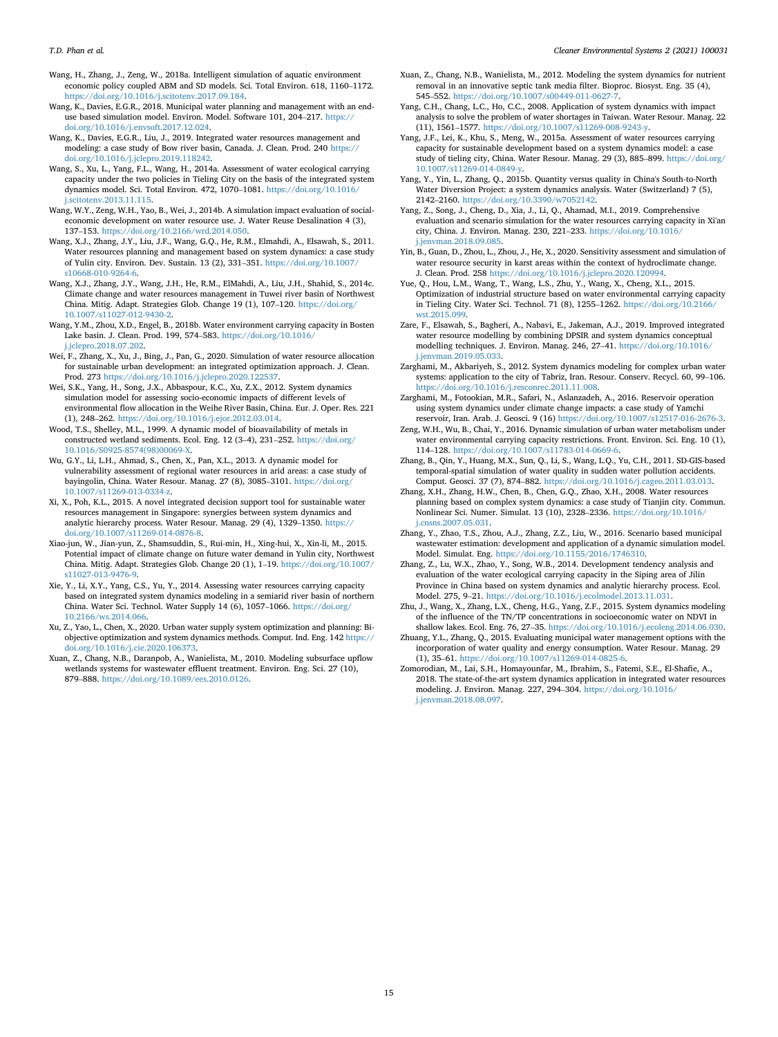Wang, H., Zhang, J., Zeng, W., 2018a. Intelligent simulation of aquatic environment economic policy coupled ABM and SD models. Sci. Total Environ. 618, 1160–1172. https://doi.org/10.1016/j.scitotenv.2017.09.184.

Wang, K., Davies, E.G.R., 2018. Municipal water planning and management with an end-use based simulation model. Environ. Model. Software 101, 204–217. https://doi.org/10.1016/j.envsoft.2017.12.024.

Wang, K., Davies, E.G.R., Liu, J., 2019. Integrated water resources management and modeling: a case study of Bow river basin, Canada. J. Clean. Prod. 240 https://doi.org/10.1016/j.jclepro.2019.118242.

Wang, S., Xu, L., Yang, F.L., Wang, H., 2014a. Assessment of water ecological carrying capacity under the two policies in Tieling City on the basis of the integrated system dynamics model. Sci. Total Environ. 472, 1070–1081. https://doi.org/10.1016/j.scitotenv.2013.11.115.

Wang, W.Y., Zeng, W.H., Yao, B., Wei, J., 2014b. A simulation impact evaluation of social-economic development on water resource use. J. Water Reuse Desalination 4 (3), 137–153. https://doi.org/10.2166/wrd.2014.050.

Wang, X.J., Zhang, J.Y., Liu, J.F., Wang, G.Q., He, R.M., Elmahdi, A., Elsawah, S., 2011. Water resources planning and management based on system dynamics: a case study of Yulin city. Environ. Dev. Sustain. 13 (2), 331–351. https://doi.org/10.1007/s10668-010-9264-6.

Wang, X.J., Zhang, J.Y., Wang, J.H., He, R.M., ElMahdi, A., Liu, J.H., Shahid, S., 2014c. Climate change and water resources management in Tuwei river basin of Northwest China. Mitig. Adapt. Strategies Glob. Change 19 (1), 107–120. https://doi.org/10.1007/s11027-012-9430-2.

Wang, Y.M., Zhou, X.D., Engel, B., 2018b. Water environment carrying capacity in Bosten Lake basin. J. Clean. Prod. 199, 574–583. https://doi.org/10.1016/j.jclepro.2018.07.202.

Wei, F., Zhang, X., Xu, J., Bing, J., Pan, G., 2020. Simulation of water resource allocation for sustainable urban development: an integrated optimization approach. J. Clean. Prod. 273 https://doi.org/10.1016/j.jclepro.2020.122537.

Wei, S.K., Yang, H., Song, J.X., Abbaspour, K.C., Xu, Z.X., 2012. System dynamics simulation model for assessing socio-economic impacts of different levels of environmental flow allocation in the Weihe River Basin, China. Eur. J. Oper. Res. 221 (1), 248–262. https://doi.org/10.1016/j.ejor.2012.03.014.

Wood, T.S., Shelley, M.L., 1999. A dynamic model of bioavailability of metals in constructed wetland sediments. Ecol. Eng. 12 (3–4), 231–252. https://doi.org/10.1016/S0925-8574(98)00069-X.

Wu, G.Y., Li, L.H., Ahmad, S., Chen, X., Pan, X.L., 2013. A dynamic model for vulnerability assessment of regional water resources in arid areas: a case study of bayingolin, China. Water Resour. Manag. 27 (8), 3085–3101. https://doi.org/10.1007/s11269-013-0334-z.

Xi, X., Poh, K.L., 2015. A novel integrated decision support tool for sustainable water resources management in Singapore: synergies between system dynamics and analytic hierarchy process. Water Resour. Manag. 29 (4), 1329–1350. https://doi.org/10.1007/s11269-014-0876-8.

Xiao-jun, W., Jian-yun, Z., Shamsuddin, S., Rui-min, H., Xing-hui, X., Xin-li, M., 2015. Potential impact of climate change on future water demand in Yulin city, Northwest China. Mitig. Adapt. Strategies Glob. Change 20 (1), 1–19. https://doi.org/10.1007/s11027-013-9476-9.

Xie, Y., Li, X.Y., Yang, C.S., Yu, Y., 2014. Assessing water resources carrying capacity based on integrated system dynamics modeling in a semiarid river basin of northern China. Water Sci. Technol. Water Supply 14 (6), 1057–1066. https://doi.org/10.2166/ws.2014.066.

Xu, Z., Yao, L., Chen, X., 2020. Urban water supply system optimization and planning: Bi-objective optimization and system dynamics methods. Comput. Ind. Eng. 142 https://doi.org/10.1016/j.cie.2020.106373.

Xuan, Z., Chang, N.B., Daranpob, A., Wanielista, M., 2010. Modeling subsurface upflow wetlands systems for wastewater effluent treatment. Environ. Eng. Sci. 27 (10), 879–888. https://doi.org/10.1089/ees.2010.0126.

Xuan, Z., Chang, N.B., Wanielista, M., 2012. Modeling the system dynamics for nutrient removal in an innovative septic tank media filter. Bioproc. Biosyst. Eng. 35 (4), 545–552. https://doi.org/10.1007/s00449-011-0627-7.

Yang, C.H., Chang, L.C., Ho, C.C., 2008. Application of system dynamics with impact analysis to solve the problem of water shortages in Taiwan. Water Resour. Manag. 22 (11), 1561–1577. https://doi.org/10.1007/s11269-008-9243-y.

Yang, J.F., Lei, K., Khu, S., Meng, W., 2015a. Assessment of water resources carrying capacity for sustainable development based on a system dynamics model: a case study of tieling city, China. Water Resour. Manag. 29 (3), 885–899. https://doi.org/10.1007/s11269-014-0849-y.

Yang, Y., Yin, L., Zhang, Q., 2015b. Quantity versus quality in China's South-to-North Water Diversion Project: a system dynamics analysis. Water (Switzerland) 7 (5), 2142–2160. https://doi.org/10.3390/w7052142.

Yang, Z., Song, J., Cheng, D., Xia, J., Li, Q., Ahamad, M.I., 2019. Comprehensive evaluation and scenario simulation for the water resources carrying capacity in Xi'an city, China. J. Environ. Manag. 230, 221–233. https://doi.org/10.1016/j.jenvman.2018.09.085.

Yin, B., Guan, D., Zhou, L., Zhou, J., He, X., 2020. Sensitivity assessment and simulation of water resource security in karst areas within the context of hydroclimate change. J. Clean. Prod. 258 https://doi.org/10.1016/j.jclepro.2020.120994.

Yue, Q., Hou, L.M., Wang, T., Wang, L.S., Zhu, Y., Wang, X., Cheng, X.L., 2015. Optimization of industrial structure based on water environmental carrying capacity in Tieling City. Water Sci. Technol. 71 (8), 1255–1262. https://doi.org/10.2166/wst.2015.099.

Zare, F., Elsawah, S., Bagheri, A., Nabavi, E., Jakeman, A.J., 2019. Improved integrated water resource modelling by combining DPSIR and system dynamics conceptual modelling techniques. J. Environ. Manag. 246, 27–41. https://doi.org/10.1016/j.jenvman.2019.05.033.

Zarghami, M., Akbariyeh, S., 2012. System dynamics modeling for complex urban water systems: application to the city of Tabriz, Iran. Resour. Conserv. Recycl. 60, 99–106. https://doi.org/10.1016/j.resconrec.2011.11.008.

Zarghami, M., Fotookian, M.R., Safari, N., Aslanzadeh, A., 2016. Reservoir operation using system dynamics under climate change impacts: a case study of Yamchi reservoir, Iran. Arab. J. Geosci. 9 (16) https://doi.org/10.1007/s12517-016-2676-3.

Zeng, W.H., Wu, B., Chai, Y., 2016. Dynamic simulation of urban water metabolism under water environmental carrying capacity restrictions. Front. Environ. Sci. Eng. 10 (1), 114–128. https://doi.org/10.1007/s11783-014-0669-6.

Zhang, B., Qin, Y., Huang, M.X., Sun, Q., Li, S., Wang, L.Q., Yu, C.H., 2011. SD-GIS-based temporal-spatial simulation of water quality in sudden water pollution accidents. Comput. Geosci. 37 (7), 874–882. https://doi.org/10.1016/j.cageo.2011.03.013.

Zhang, X.H., Zhang, H.W., Chen, B., Chen, G.Q., Zhao, X.H., 2008. Water resources planning based on complex system dynamics: a case study of Tianjin city. Commun. Nonlinear Sci. Numer. Simulat. 13 (10), 2328–2336. https://doi.org/10.1016/j.cnsns.2007.05.031.

Zhang, Y., Zhao, T.S., Zhou, A.J., Zhang, Z.Z., Liu, W., 2016. Scenario based municipal wastewater estimation: development and application of a dynamic simulation model. Model. Simulat. Eng. https://doi.org/10.1155/2016/1746310.

Zhang, Z., Lu, W.X., Zhao, Y., Song, W.B., 2014. Development tendency analysis and evaluation of the water ecological carrying capacity in the Siping area of Jilin Province in China based on system dynamics and analytic hierarchy process. Ecol. Model. 275, 9–21. https://doi.org/10.1016/j.ecolmodel.2013.11.031.

Zhu, J., Wang, X., Zhang, L.X., Cheng, H.G., Yang, Z.F., 2015. System dynamics modeling of the influence of the TN/TP concentrations in socioeconomic water on NDVI in shallow lakes. Ecol. Eng. 76, 27–35. https://doi.org/10.1016/j.ecoleng.2014.06.030.

Zhuang, Y.L., Zhang, Q., 2015. Evaluating municipal water management options with the incorporation of water quality and energy consumption. Water Resour. Manag. 29 (1), 35–61. https://doi.org/10.1007/s11269-014-0825-6.

Zomorodian, M., Lai, S.H., Homayounfar, M., Ibrahim, S., Fatemi, S.E., El-Shafie, A., 2018. The state-of-the-art system dynamics application in integrated water resources modeling. J. Environ. Manag. 227, 294–304. https://doi.org/10.1016/j.jenvman.2018.08.097.